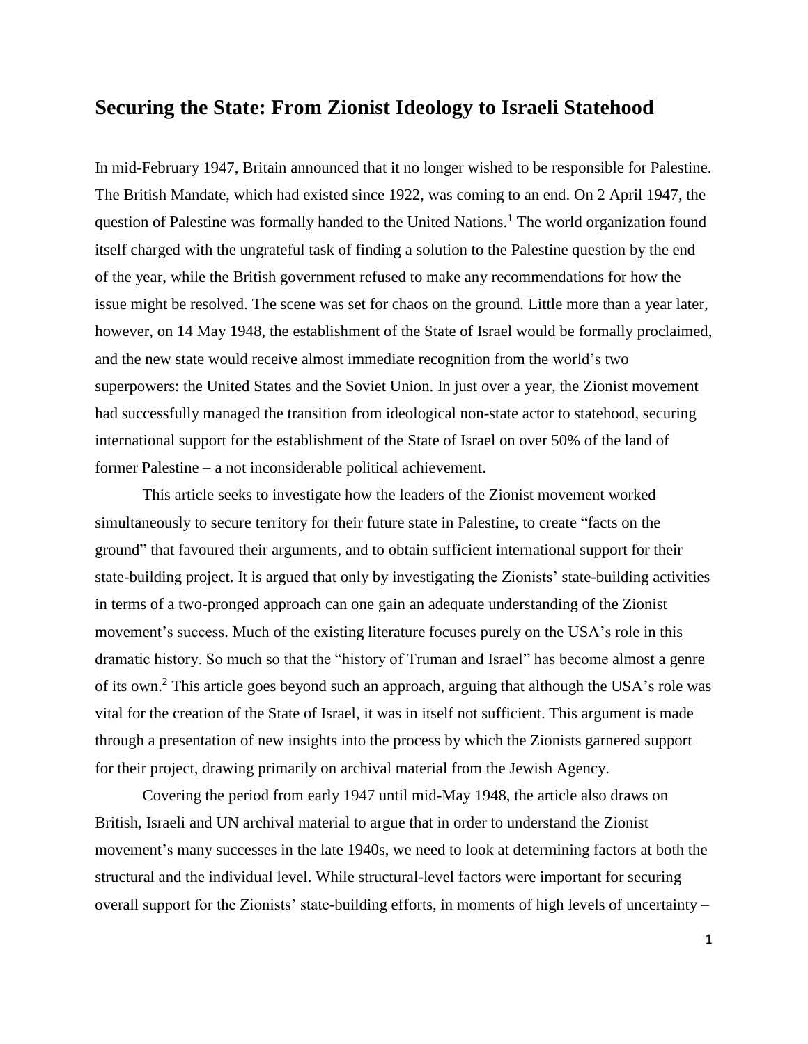## Securing the State: From Zionist Ideology to Israeli Statehood

In mid-February 1947, Britain announced that it no longer wished to be responsible for Palestine. The British Mandate, which had existed since 1922, was coming to an end. On 2 April 1947, the question of Palestine was formally handed to the United Nations.[1] The world organization found itself charged with the ungrateful task of finding a solution to the Palestine question by the end of the year, while the British government refused to make any recommendations for how the issue might be resolved. The scene was set for chaos on the ground. Little more than a year later, however, on 14 May 1948, the establishment of the State of Israel would be formally proclaimed, and the new state would receive almost immediate recognition from the world's two superpowers: the United States and the Soviet Union. In just over a year, the Zionist movement had successfully managed the transition from ideological non-state actor to statehood, securing international support for the establishment of the State of Israel on over 50% of the land of former Palestine – a not inconsiderable political achievement.

This article seeks to investigate how the leaders of the Zionist movement worked simultaneously to secure territory for their future state in Palestine, to create "facts on the ground" that favoured their arguments, and to obtain sufficient international support for their state-building project. It is argued that only by investigating the Zionists' state-building activities in terms of a two-pronged approach can one gain an adequate understanding of the Zionist movement's success. Much of the existing literature focuses purely on the USA's role in this dramatic history. So much so that the "history of Truman and Israel" has become almost a genre of its own.[2] This article goes beyond such an approach, arguing that although the USA's role was vital for the creation of the State of Israel, it was in itself not sufficient. This argument is made through a presentation of new insights into the process by which the Zionists garnered support for their project, drawing primarily on archival material from the Jewish Agency.

Covering the period from early 1947 until mid-May 1948, the article also draws on British, Israeli and UN archival material to argue that in order to understand the Zionist movement's many successes in the late 1940s, we need to look at determining factors at both the structural and the individual level. While structural-level factors were important for securing overall support for the Zionists' state-building efforts, in moments of high levels of uncertainty –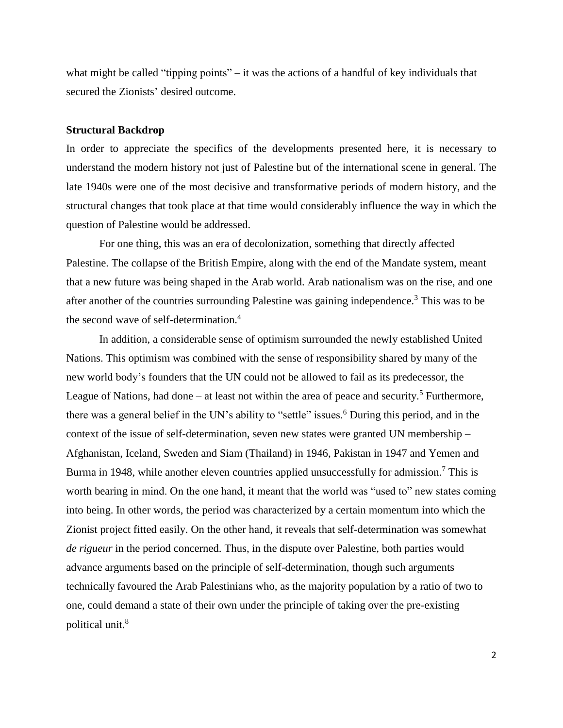what might be called "tipping points" – it was the actions of a handful of key individuals that secured the Zionists' desired outcome.

## Structural Backdrop

In order to appreciate the specifics of the developments presented here, it is necessary to understand the modern history not just of Palestine but of the international scene in general. The late 1940s were one of the most decisive and transformative periods of modern history, and the structural changes that took place at that time would considerably influence the way in which the question of Palestine would be addressed.

For one thing, this was an era of decolonization, something that directly affected Palestine. The collapse of the British Empire, along with the end of the Mandate system, meant that a new future was being shaped in the Arab world. Arab nationalism was on the rise, and one after another of the countries surrounding Palestine was gaining independence.[3] This was to be the second wave of self-determination.[4]

In addition, a considerable sense of optimism surrounded the newly established United Nations. This optimism was combined with the sense of responsibility shared by many of the new world body's founders that the UN could not be allowed to fail as its predecessor, the League of Nations, had done – at least not within the area of peace and security.[5] Furthermore, there was a general belief in the UN's ability to "settle" issues.[6] During this period, and in the context of the issue of self-determination, seven new states were granted UN membership – Afghanistan, Iceland, Sweden and Siam (Thailand) in 1946, Pakistan in 1947 and Yemen and Burma in 1948, while another eleven countries applied unsuccessfully for admission.[7] This is worth bearing in mind. On the one hand, it meant that the world was "used to" new states coming into being. In other words, the period was characterized by a certain momentum into which the Zionist project fitted easily. On the other hand, it reveals that self-determination was somewhat *de rigueur* in the period concerned. Thus, in the dispute over Palestine, both parties would advance arguments based on the principle of self-determination, though such arguments technically favoured the Arab Palestinians who, as the majority population by a ratio of two to one, could demand a state of their own under the principle of taking over the pre-existing political unit.[8]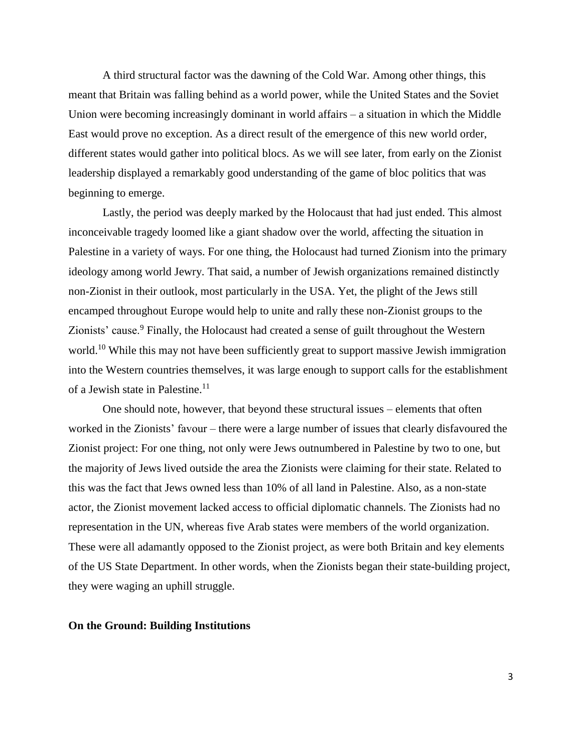A third structural factor was the dawning of the Cold War. Among other things, this meant that Britain was falling behind as a world power, while the United States and the Soviet Union were becoming increasingly dominant in world affairs – a situation in which the Middle East would prove no exception. As a direct result of the emergence of this new world order, different states would gather into political blocs. As we will see later, from early on the Zionist leadership displayed a remarkably good understanding of the game of bloc politics that was beginning to emerge.

Lastly, the period was deeply marked by the Holocaust that had just ended. This almost inconceivable tragedy loomed like a giant shadow over the world, affecting the situation in Palestine in a variety of ways. For one thing, the Holocaust had turned Zionism into the primary ideology among world Jewry. That said, a number of Jewish organizations remained distinctly non-Zionist in their outlook, most particularly in the USA. Yet, the plight of the Jews still encamped throughout Europe would help to unite and rally these non-Zionist groups to the Zionists' cause.[9] Finally, the Holocaust had created a sense of guilt throughout the Western world.[10] While this may not have been sufficiently great to support massive Jewish immigration into the Western countries themselves, it was large enough to support calls for the establishment of a Jewish state in Palestine.[11]

One should note, however, that beyond these structural issues – elements that often worked in the Zionists' favour – there were a large number of issues that clearly disfavoured the Zionist project: For one thing, not only were Jews outnumbered in Palestine by two to one, but the majority of Jews lived outside the area the Zionists were claiming for their state. Related to this was the fact that Jews owned less than 10% of all land in Palestine. Also, as a non-state actor, the Zionist movement lacked access to official diplomatic channels. The Zionists had no representation in the UN, whereas five Arab states were members of the world organization. These were all adamantly opposed to the Zionist project, as were both Britain and key elements of the US State Department. In other words, when the Zionists began their state-building project, they were waging an uphill struggle.

**On the Ground: Building Institutions**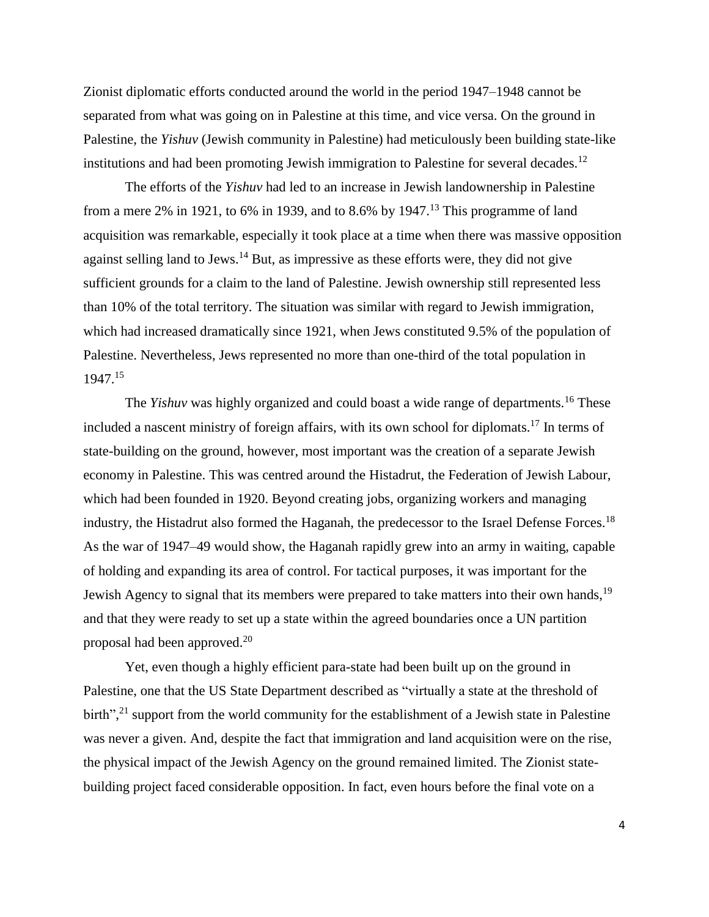Zionist diplomatic efforts conducted around the world in the period 1947–1948 cannot be separated from what was going on in Palestine at this time, and vice versa. On the ground in Palestine, the *Yishuv* (Jewish community in Palestine) had meticulously been building state-like institutions and had been promoting Jewish immigration to Palestine for several decades.[12]

The efforts of the *Yishuv* had led to an increase in Jewish landownership in Palestine from a mere 2% in 1921, to 6% in 1939, and to 8.6% by 1947.[13] This programme of land acquisition was remarkable, especially it took place at a time when there was massive opposition against selling land to Jews.[14] But, as impressive as these efforts were, they did not give sufficient grounds for a claim to the land of Palestine. Jewish ownership still represented less than 10% of the total territory. The situation was similar with regard to Jewish immigration, which had increased dramatically since 1921, when Jews constituted 9.5% of the population of Palestine. Nevertheless, Jews represented no more than one-third of the total population in 1947.[15]

The *Yishuv* was highly organized and could boast a wide range of departments.[16] These included a nascent ministry of foreign affairs, with its own school for diplomats.[17] In terms of state-building on the ground, however, most important was the creation of a separate Jewish economy in Palestine. This was centred around the Histadrut, the Federation of Jewish Labour, which had been founded in 1920. Beyond creating jobs, organizing workers and managing industry, the Histadrut also formed the Haganah, the predecessor to the Israel Defense Forces.[18] As the war of 1947–49 would show, the Haganah rapidly grew into an army in waiting, capable of holding and expanding its area of control. For tactical purposes, it was important for the Jewish Agency to signal that its members were prepared to take matters into their own hands,[19] and that they were ready to set up a state within the agreed boundaries once a UN partition proposal had been approved.[20]

Yet, even though a highly efficient para-state had been built up on the ground in Palestine, one that the US State Department described as "virtually a state at the threshold of birth",[21] support from the world community for the establishment of a Jewish state in Palestine was never a given. And, despite the fact that immigration and land acquisition were on the rise, the physical impact of the Jewish Agency on the ground remained limited. The Zionist state-building project faced considerable opposition. In fact, even hours before the final vote on a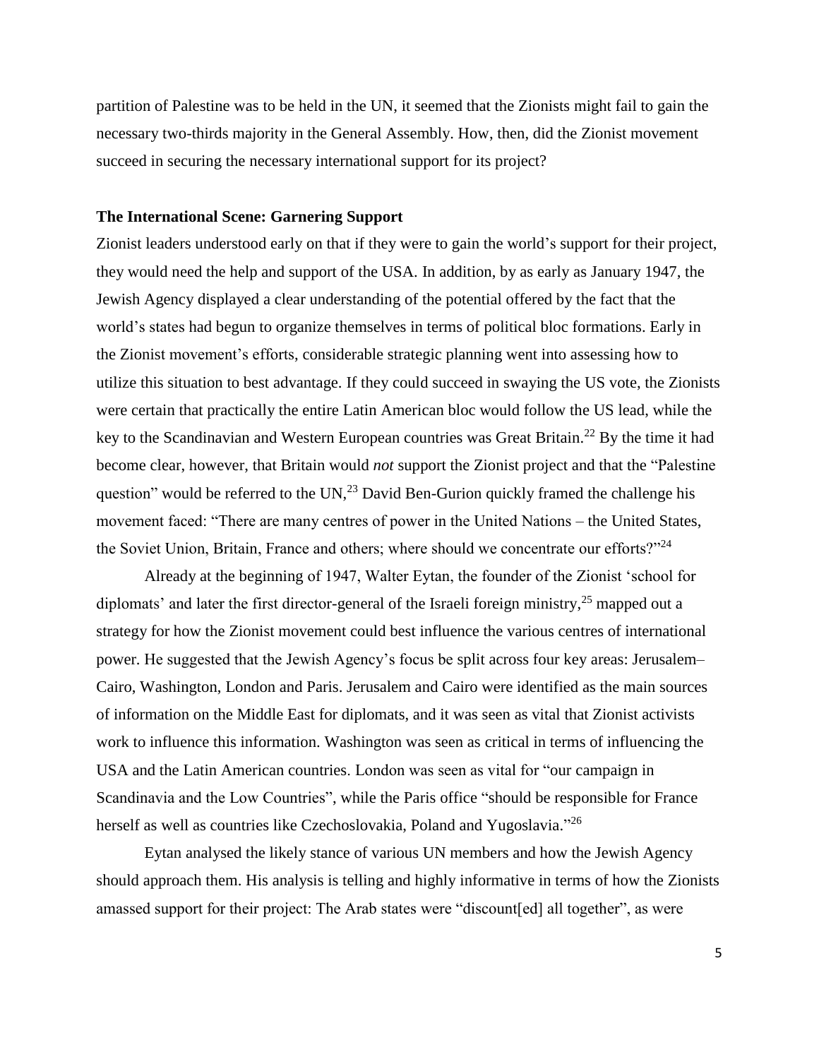partition of Palestine was to be held in the UN, it seemed that the Zionists might fail to gain the necessary two-thirds majority in the General Assembly. How, then, did the Zionist movement succeed in securing the necessary international support for its project?

### The International Scene: Garnering Support

Zionist leaders understood early on that if they were to gain the world's support for their project, they would need the help and support of the USA. In addition, by as early as January 1947, the Jewish Agency displayed a clear understanding of the potential offered by the fact that the world's states had begun to organize themselves in terms of political bloc formations. Early in the Zionist movement's efforts, considerable strategic planning went into assessing how to utilize this situation to best advantage. If they could succeed in swaying the US vote, the Zionists were certain that practically the entire Latin American bloc would follow the US lead, while the key to the Scandinavian and Western European countries was Great Britain.[22] By the time it had become clear, however, that Britain would *not* support the Zionist project and that the "Palestine question" would be referred to the UN,[23] David Ben-Gurion quickly framed the challenge his movement faced: "There are many centres of power in the United Nations – the United States, the Soviet Union, Britain, France and others; where should we concentrate our efforts?"[24]

Already at the beginning of 1947, Walter Eytan, the founder of the Zionist 'school for diplomats' and later the first director-general of the Israeli foreign ministry,[25] mapped out a strategy for how the Zionist movement could best influence the various centres of international power. He suggested that the Jewish Agency's focus be split across four key areas: Jerusalem–Cairo, Washington, London and Paris. Jerusalem and Cairo were identified as the main sources of information on the Middle East for diplomats, and it was seen as vital that Zionist activists work to influence this information. Washington was seen as critical in terms of influencing the USA and the Latin American countries. London was seen as vital for "our campaign in Scandinavia and the Low Countries", while the Paris office "should be responsible for France herself as well as countries like Czechoslovakia, Poland and Yugoslavia."[26]

Eytan analysed the likely stance of various UN members and how the Jewish Agency should approach them. His analysis is telling and highly informative in terms of how the Zionists amassed support for their project: The Arab states were "discount[ed] all together", as were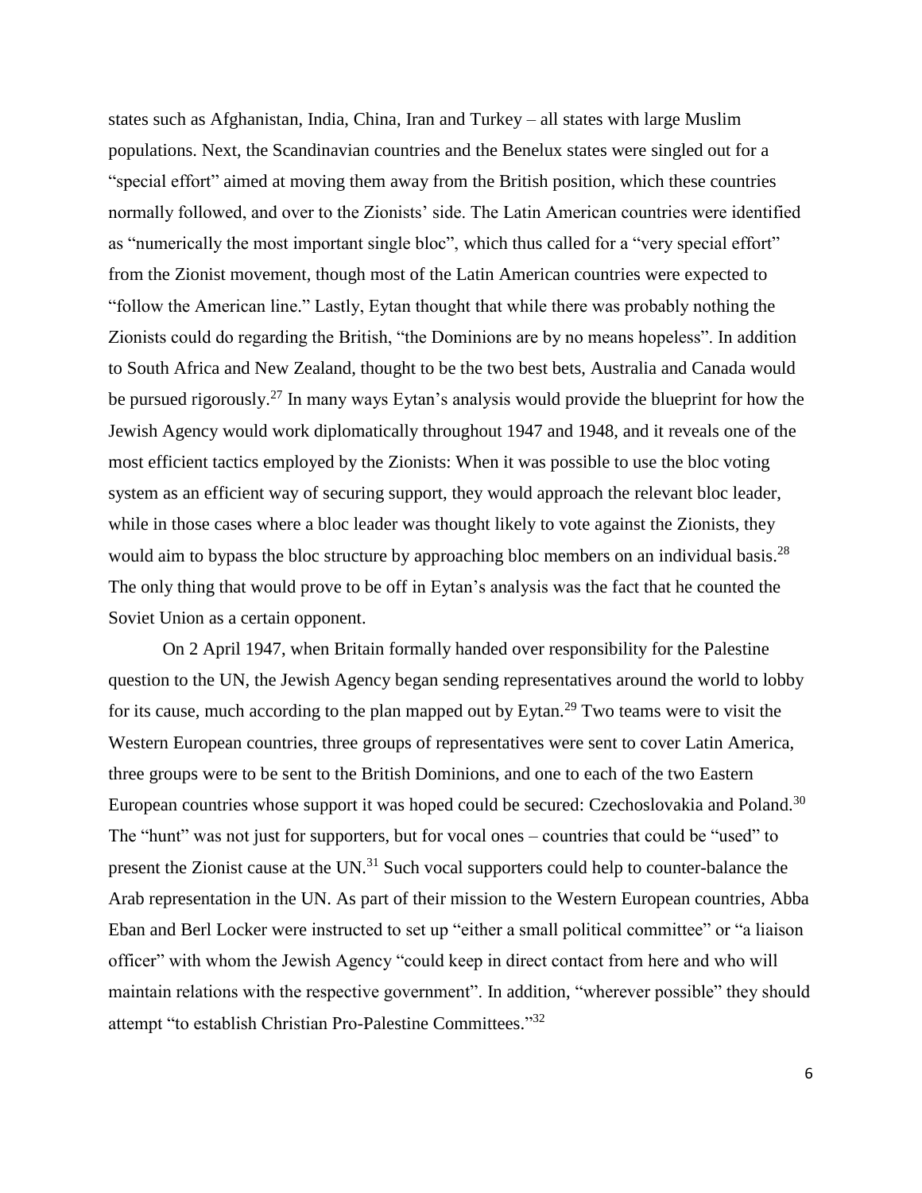states such as Afghanistan, India, China, Iran and Turkey – all states with large Muslim populations. Next, the Scandinavian countries and the Benelux states were singled out for a "special effort" aimed at moving them away from the British position, which these countries normally followed, and over to the Zionists' side. The Latin American countries were identified as "numerically the most important single bloc", which thus called for a "very special effort" from the Zionist movement, though most of the Latin American countries were expected to "follow the American line." Lastly, Eytan thought that while there was probably nothing the Zionists could do regarding the British, "the Dominions are by no means hopeless". In addition to South Africa and New Zealand, thought to be the two best bets, Australia and Canada would be pursued rigorously.[27] In many ways Eytan's analysis would provide the blueprint for how the Jewish Agency would work diplomatically throughout 1947 and 1948, and it reveals one of the most efficient tactics employed by the Zionists: When it was possible to use the bloc voting system as an efficient way of securing support, they would approach the relevant bloc leader, while in those cases where a bloc leader was thought likely to vote against the Zionists, they would aim to bypass the bloc structure by approaching bloc members on an individual basis.[28] The only thing that would prove to be off in Eytan's analysis was the fact that he counted the Soviet Union as a certain opponent.

On 2 April 1947, when Britain formally handed over responsibility for the Palestine question to the UN, the Jewish Agency began sending representatives around the world to lobby for its cause, much according to the plan mapped out by Eytan.[29] Two teams were to visit the Western European countries, three groups of representatives were sent to cover Latin America, three groups were to be sent to the British Dominions, and one to each of the two Eastern European countries whose support it was hoped could be secured: Czechoslovakia and Poland.[30] The "hunt" was not just for supporters, but for vocal ones – countries that could be "used" to present the Zionist cause at the UN.[31] Such vocal supporters could help to counter-balance the Arab representation in the UN. As part of their mission to the Western European countries, Abba Eban and Berl Locker were instructed to set up "either a small political committee" or "a liaison officer" with whom the Jewish Agency "could keep in direct contact from here and who will maintain relations with the respective government". In addition, "wherever possible" they should attempt "to establish Christian Pro-Palestine Committees."[32]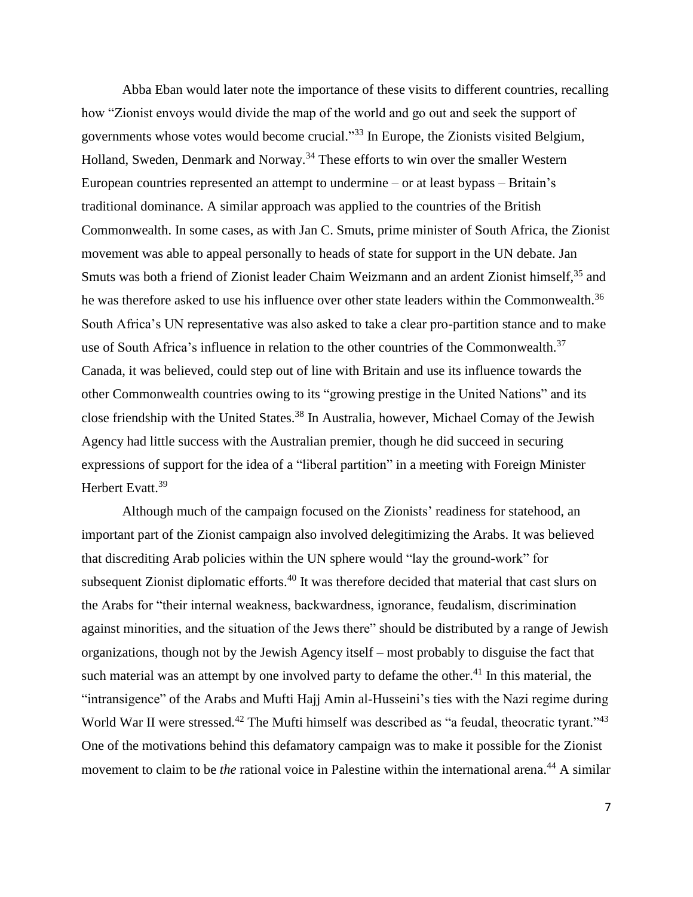Abba Eban would later note the importance of these visits to different countries, recalling how "Zionist envoys would divide the map of the world and go out and seek the support of governments whose votes would become crucial."[33] In Europe, the Zionists visited Belgium, Holland, Sweden, Denmark and Norway.[34] These efforts to win over the smaller Western European countries represented an attempt to undermine – or at least bypass – Britain's traditional dominance. A similar approach was applied to the countries of the British Commonwealth. In some cases, as with Jan C. Smuts, prime minister of South Africa, the Zionist movement was able to appeal personally to heads of state for support in the UN debate. Jan Smuts was both a friend of Zionist leader Chaim Weizmann and an ardent Zionist himself,[35] and he was therefore asked to use his influence over other state leaders within the Commonwealth.[36] South Africa's UN representative was also asked to take a clear pro-partition stance and to make use of South Africa's influence in relation to the other countries of the Commonwealth.[37] Canada, it was believed, could step out of line with Britain and use its influence towards the other Commonwealth countries owing to its "growing prestige in the United Nations" and its close friendship with the United States.[38] In Australia, however, Michael Comay of the Jewish Agency had little success with the Australian premier, though he did succeed in securing expressions of support for the idea of a "liberal partition" in a meeting with Foreign Minister Herbert Evatt.[39]

Although much of the campaign focused on the Zionists' readiness for statehood, an important part of the Zionist campaign also involved delegitimizing the Arabs. It was believed that discrediting Arab policies within the UN sphere would "lay the ground-work" for subsequent Zionist diplomatic efforts.[40] It was therefore decided that material that cast slurs on the Arabs for "their internal weakness, backwardness, ignorance, feudalism, discrimination against minorities, and the situation of the Jews there" should be distributed by a range of Jewish organizations, though not by the Jewish Agency itself – most probably to disguise the fact that such material was an attempt by one involved party to defame the other.[41] In this material, the "intransigence" of the Arabs and Mufti Hajj Amin al-Husseini's ties with the Nazi regime during World War II were stressed.[42] The Mufti himself was described as "a feudal, theocratic tyrant."[43] One of the motivations behind this defamatory campaign was to make it possible for the Zionist movement to claim to be *the* rational voice in Palestine within the international arena.[44] A similar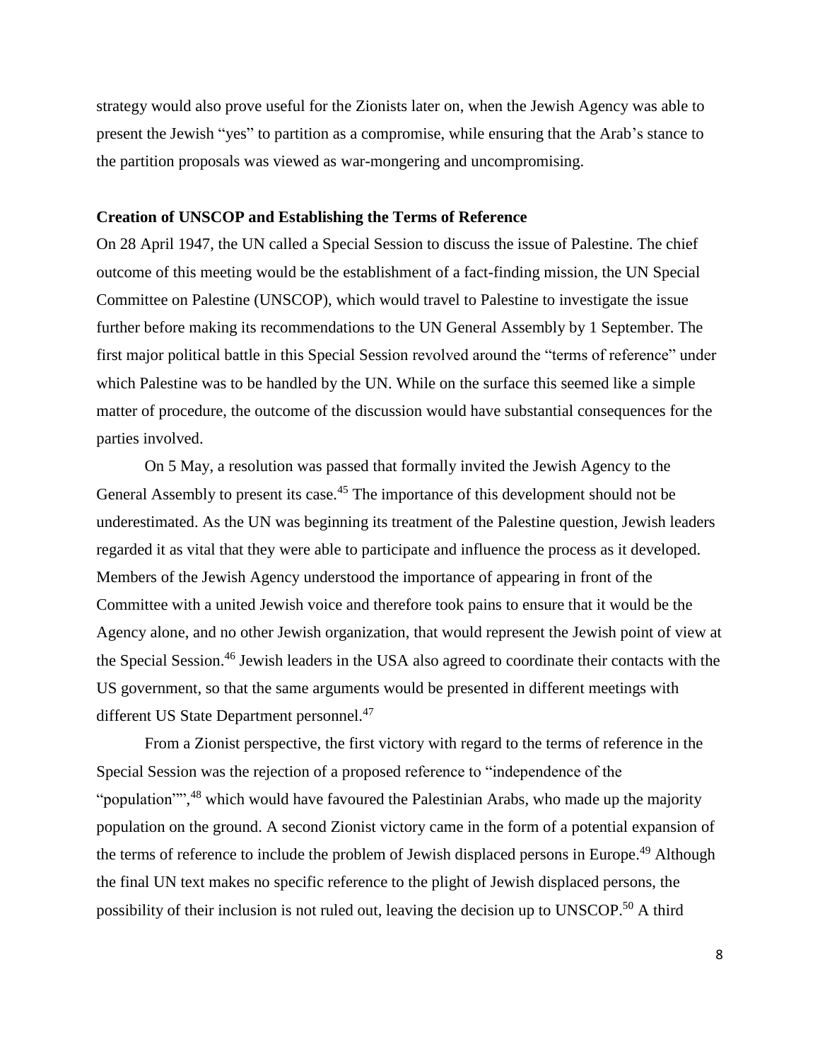strategy would also prove useful for the Zionists later on, when the Jewish Agency was able to present the Jewish "yes" to partition as a compromise, while ensuring that the Arab's stance to the partition proposals was viewed as war-mongering and uncompromising.

**Creation of UNSCOP and Establishing the Terms of Reference**

On 28 April 1947, the UN called a Special Session to discuss the issue of Palestine. The chief outcome of this meeting would be the establishment of a fact-finding mission, the UN Special Committee on Palestine (UNSCOP), which would travel to Palestine to investigate the issue further before making its recommendations to the UN General Assembly by 1 September. The first major political battle in this Special Session revolved around the "terms of reference" under which Palestine was to be handled by the UN. While on the surface this seemed like a simple matter of procedure, the outcome of the discussion would have substantial consequences for the parties involved.

On 5 May, a resolution was passed that formally invited the Jewish Agency to the General Assembly to present its case.[45] The importance of this development should not be underestimated. As the UN was beginning its treatment of the Palestine question, Jewish leaders regarded it as vital that they were able to participate and influence the process as it developed. Members of the Jewish Agency understood the importance of appearing in front of the Committee with a united Jewish voice and therefore took pains to ensure that it would be the Agency alone, and no other Jewish organization, that would represent the Jewish point of view at the Special Session.[46] Jewish leaders in the USA also agreed to coordinate their contacts with the US government, so that the same arguments would be presented in different meetings with different US State Department personnel.[47]

From a Zionist perspective, the first victory with regard to the terms of reference in the Special Session was the rejection of a proposed reference to "independence of the "population"",[48] which would have favoured the Palestinian Arabs, who made up the majority population on the ground. A second Zionist victory came in the form of a potential expansion of the terms of reference to include the problem of Jewish displaced persons in Europe.[49] Although the final UN text makes no specific reference to the plight of Jewish displaced persons, the possibility of their inclusion is not ruled out, leaving the decision up to UNSCOP.[50] A third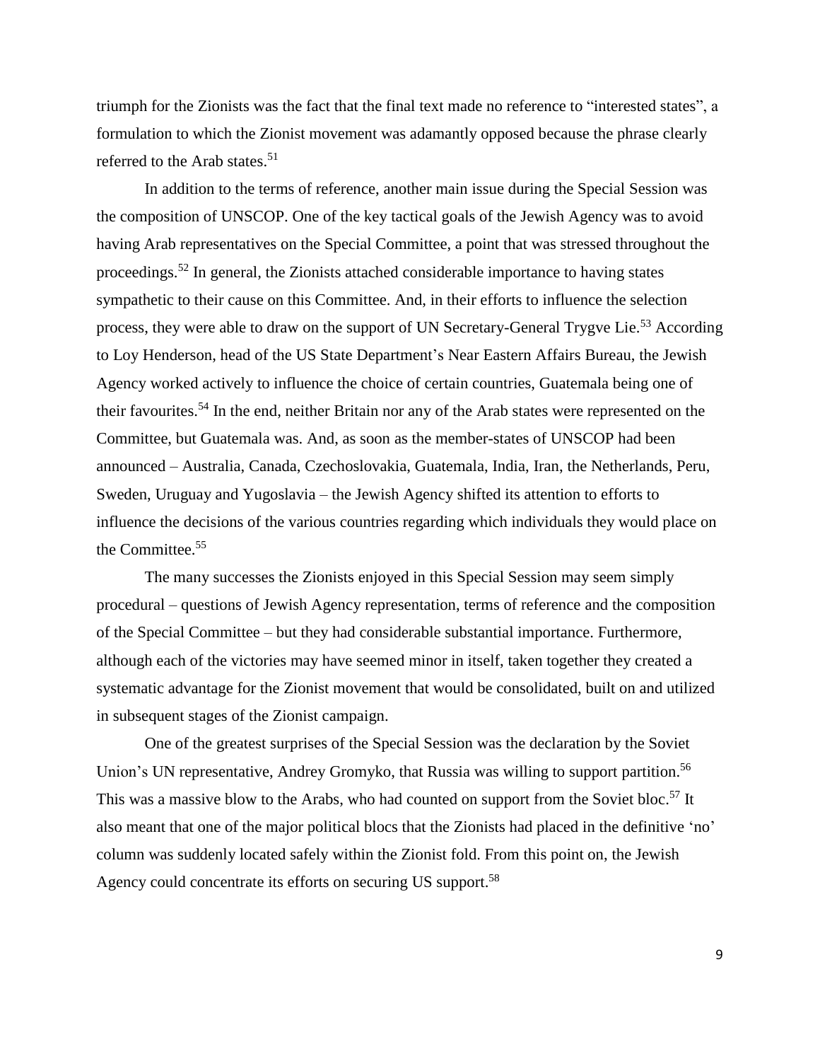triumph for the Zionists was the fact that the final text made no reference to "interested states", a formulation to which the Zionist movement was adamantly opposed because the phrase clearly referred to the Arab states.[51]

In addition to the terms of reference, another main issue during the Special Session was the composition of UNSCOP. One of the key tactical goals of the Jewish Agency was to avoid having Arab representatives on the Special Committee, a point that was stressed throughout the proceedings.[52] In general, the Zionists attached considerable importance to having states sympathetic to their cause on this Committee. And, in their efforts to influence the selection process, they were able to draw on the support of UN Secretary-General Trygve Lie.[53] According to Loy Henderson, head of the US State Department's Near Eastern Affairs Bureau, the Jewish Agency worked actively to influence the choice of certain countries, Guatemala being one of their favourites.[54] In the end, neither Britain nor any of the Arab states were represented on the Committee, but Guatemala was. And, as soon as the member-states of UNSCOP had been announced – Australia, Canada, Czechoslovakia, Guatemala, India, Iran, the Netherlands, Peru, Sweden, Uruguay and Yugoslavia – the Jewish Agency shifted its attention to efforts to influence the decisions of the various countries regarding which individuals they would place on the Committee.[55]

The many successes the Zionists enjoyed in this Special Session may seem simply procedural – questions of Jewish Agency representation, terms of reference and the composition of the Special Committee – but they had considerable substantial importance. Furthermore, although each of the victories may have seemed minor in itself, taken together they created a systematic advantage for the Zionist movement that would be consolidated, built on and utilized in subsequent stages of the Zionist campaign.

One of the greatest surprises of the Special Session was the declaration by the Soviet Union's UN representative, Andrey Gromyko, that Russia was willing to support partition.[56] This was a massive blow to the Arabs, who had counted on support from the Soviet bloc.[57] It also meant that one of the major political blocs that the Zionists had placed in the definitive 'no' column was suddenly located safely within the Zionist fold. From this point on, the Jewish Agency could concentrate its efforts on securing US support.[58]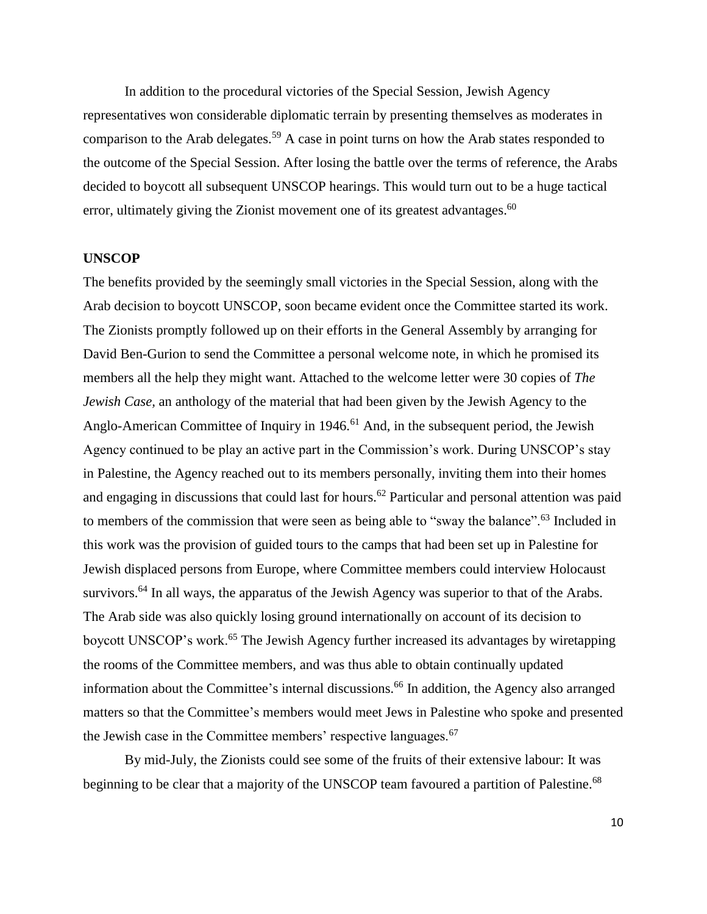In addition to the procedural victories of the Special Session, Jewish Agency representatives won considerable diplomatic terrain by presenting themselves as moderates in comparison to the Arab delegates.[59] A case in point turns on how the Arab states responded to the outcome of the Special Session. After losing the battle over the terms of reference, the Arabs decided to boycott all subsequent UNSCOP hearings. This would turn out to be a huge tactical error, ultimately giving the Zionist movement one of its greatest advantages.[60]

**UNSCOP**

The benefits provided by the seemingly small victories in the Special Session, along with the Arab decision to boycott UNSCOP, soon became evident once the Committee started its work. The Zionists promptly followed up on their efforts in the General Assembly by arranging for David Ben-Gurion to send the Committee a personal welcome note, in which he promised its members all the help they might want. Attached to the welcome letter were 30 copies of *The Jewish Case*, an anthology of the material that had been given by the Jewish Agency to the Anglo-American Committee of Inquiry in 1946.[61] And, in the subsequent period, the Jewish Agency continued to be play an active part in the Commission's work. During UNSCOP's stay in Palestine, the Agency reached out to its members personally, inviting them into their homes and engaging in discussions that could last for hours.[62] Particular and personal attention was paid to members of the commission that were seen as being able to "sway the balance".[63] Included in this work was the provision of guided tours to the camps that had been set up in Palestine for Jewish displaced persons from Europe, where Committee members could interview Holocaust survivors.[64] In all ways, the apparatus of the Jewish Agency was superior to that of the Arabs. The Arab side was also quickly losing ground internationally on account of its decision to boycott UNSCOP's work.[65] The Jewish Agency further increased its advantages by wiretapping the rooms of the Committee members, and was thus able to obtain continually updated information about the Committee's internal discussions.[66] In addition, the Agency also arranged matters so that the Committee's members would meet Jews in Palestine who spoke and presented the Jewish case in the Committee members' respective languages.[67]

By mid-July, the Zionists could see some of the fruits of their extensive labour: It was beginning to be clear that a majority of the UNSCOP team favoured a partition of Palestine.[68]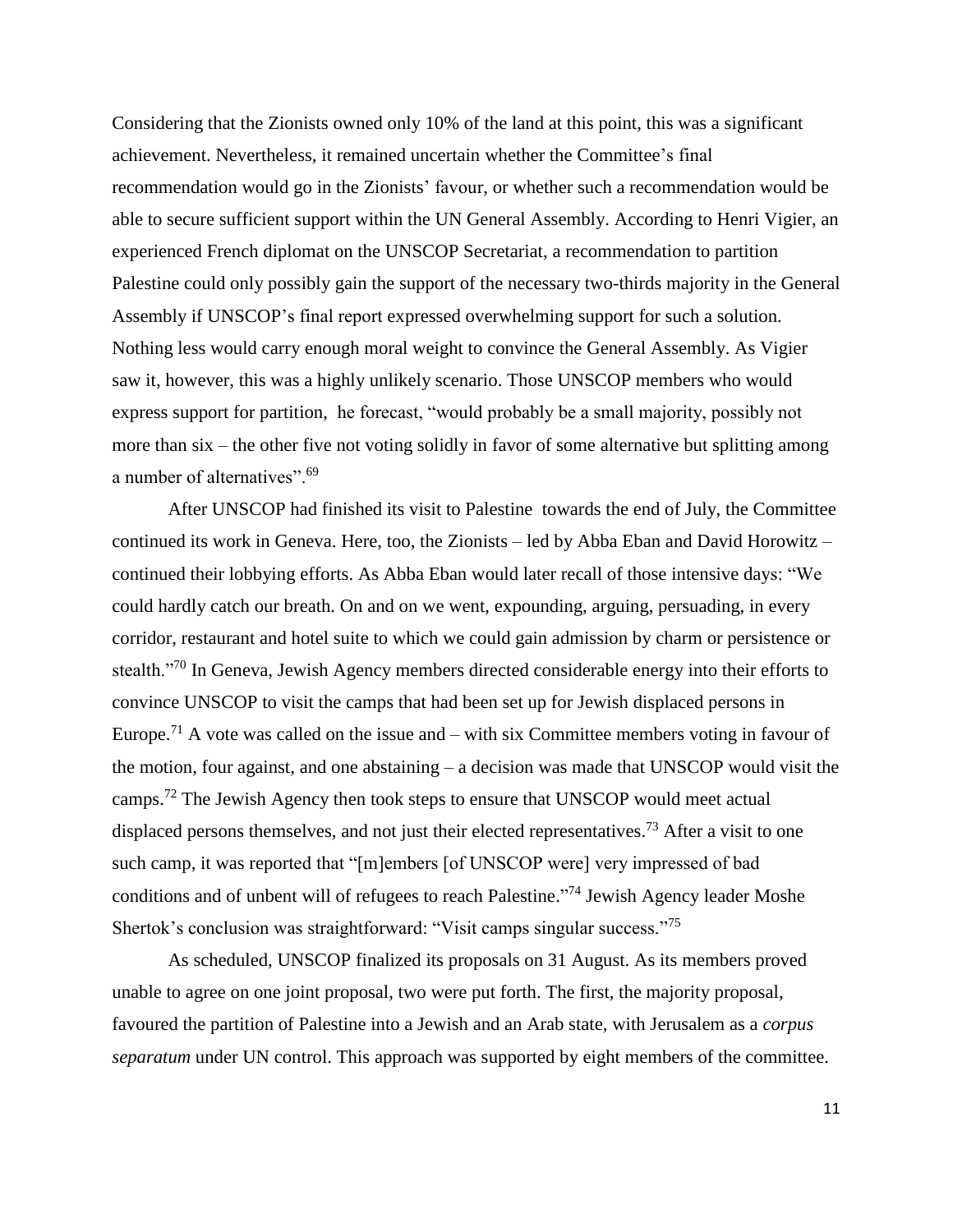Considering that the Zionists owned only 10% of the land at this point, this was a significant achievement. Nevertheless, it remained uncertain whether the Committee's final recommendation would go in the Zionists' favour, or whether such a recommendation would be able to secure sufficient support within the UN General Assembly. According to Henri Vigier, an experienced French diplomat on the UNSCOP Secretariat, a recommendation to partition Palestine could only possibly gain the support of the necessary two-thirds majority in the General Assembly if UNSCOP's final report expressed overwhelming support for such a solution. Nothing less would carry enough moral weight to convince the General Assembly. As Vigier saw it, however, this was a highly unlikely scenario. Those UNSCOP members who would express support for partition, he forecast, "would probably be a small majority, possibly not more than six – the other five not voting solidly in favor of some alternative but splitting among a number of alternatives".[69]

After UNSCOP had finished its visit to Palestine towards the end of July, the Committee continued its work in Geneva. Here, too, the Zionists – led by Abba Eban and David Horowitz – continued their lobbying efforts. As Abba Eban would later recall of those intensive days: "We could hardly catch our breath. On and on we went, expounding, arguing, persuading, in every corridor, restaurant and hotel suite to which we could gain admission by charm or persistence or stealth."[70] In Geneva, Jewish Agency members directed considerable energy into their efforts to convince UNSCOP to visit the camps that had been set up for Jewish displaced persons in Europe.[71] A vote was called on the issue and – with six Committee members voting in favour of the motion, four against, and one abstaining – a decision was made that UNSCOP would visit the camps.[72] The Jewish Agency then took steps to ensure that UNSCOP would meet actual displaced persons themselves, and not just their elected representatives.[73] After a visit to one such camp, it was reported that "[m]embers [of UNSCOP were] very impressed of bad conditions and of unbent will of refugees to reach Palestine."[74] Jewish Agency leader Moshe Shertok's conclusion was straightforward: "Visit camps singular success."[75]

As scheduled, UNSCOP finalized its proposals on 31 August. As its members proved unable to agree on one joint proposal, two were put forth. The first, the majority proposal, favoured the partition of Palestine into a Jewish and an Arab state, with Jerusalem as a *corpus separatum* under UN control. This approach was supported by eight members of the committee.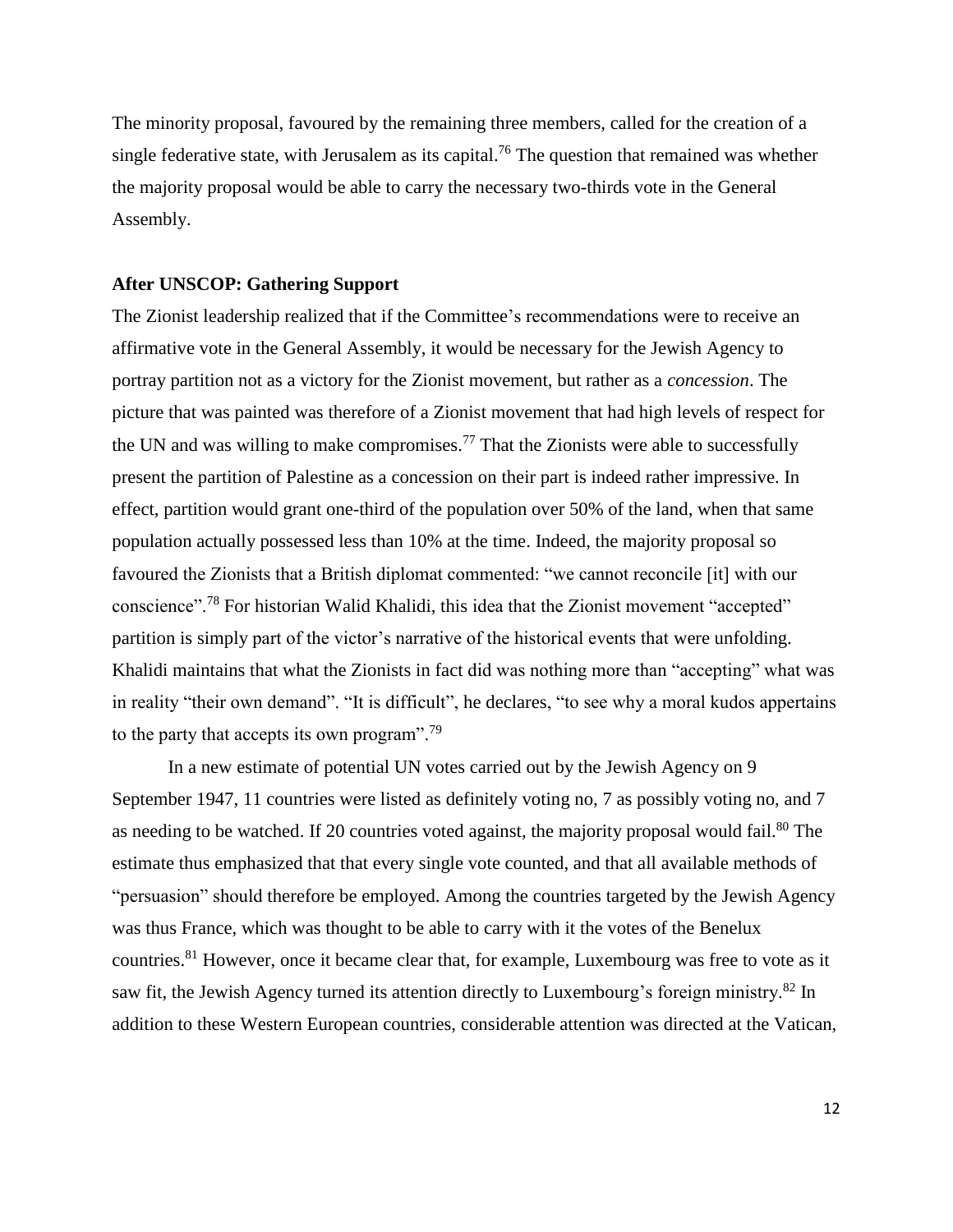The minority proposal, favoured by the remaining three members, called for the creation of a single federative state, with Jerusalem as its capital.[76] The question that remained was whether the majority proposal would be able to carry the necessary two-thirds vote in the General Assembly.

**After UNSCOP: Gathering Support**

The Zionist leadership realized that if the Committee's recommendations were to receive an affirmative vote in the General Assembly, it would be necessary for the Jewish Agency to portray partition not as a victory for the Zionist movement, but rather as a *concession*. The picture that was painted was therefore of a Zionist movement that had high levels of respect for the UN and was willing to make compromises.[77] That the Zionists were able to successfully present the partition of Palestine as a concession on their part is indeed rather impressive. In effect, partition would grant one-third of the population over 50% of the land, when that same population actually possessed less than 10% at the time. Indeed, the majority proposal so favoured the Zionists that a British diplomat commented: "we cannot reconcile [it] with our conscience".[78] For historian Walid Khalidi, this idea that the Zionist movement "accepted" partition is simply part of the victor's narrative of the historical events that were unfolding. Khalidi maintains that what the Zionists in fact did was nothing more than "accepting" what was in reality "their own demand". "It is difficult", he declares, "to see why a moral kudos appertains to the party that accepts its own program".[79]

In a new estimate of potential UN votes carried out by the Jewish Agency on 9 September 1947, 11 countries were listed as definitely voting no, 7 as possibly voting no, and 7 as needing to be watched. If 20 countries voted against, the majority proposal would fail.[80] The estimate thus emphasized that that every single vote counted, and that all available methods of "persuasion" should therefore be employed. Among the countries targeted by the Jewish Agency was thus France, which was thought to be able to carry with it the votes of the Benelux countries.[81] However, once it became clear that, for example, Luxembourg was free to vote as it saw fit, the Jewish Agency turned its attention directly to Luxembourg's foreign ministry.[82] In addition to these Western European countries, considerable attention was directed at the Vatican,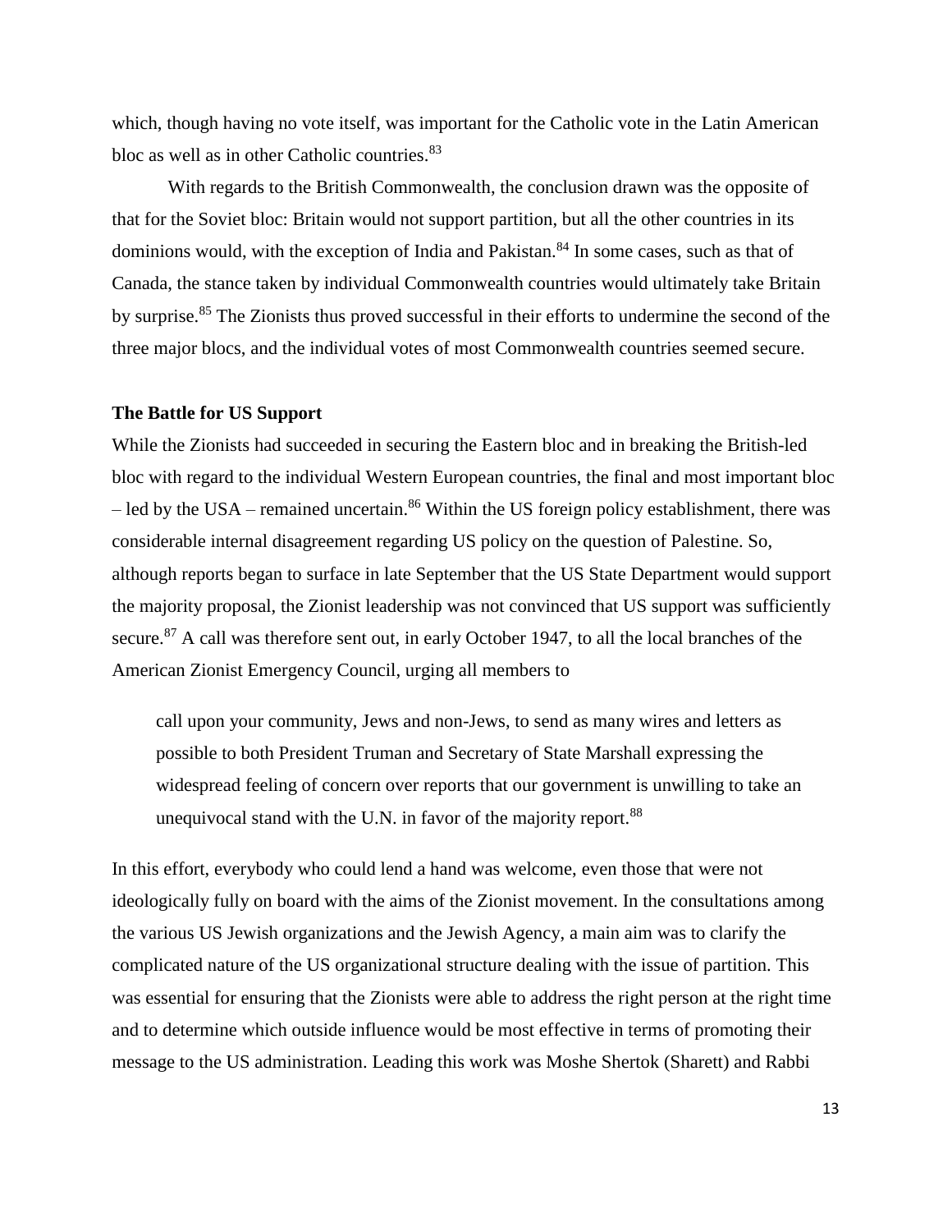which, though having no vote itself, was important for the Catholic vote in the Latin American bloc as well as in other Catholic countries.[83]

With regards to the British Commonwealth, the conclusion drawn was the opposite of that for the Soviet bloc: Britain would not support partition, but all the other countries in its dominions would, with the exception of India and Pakistan.[84] In some cases, such as that of Canada, the stance taken by individual Commonwealth countries would ultimately take Britain by surprise.[85] The Zionists thus proved successful in their efforts to undermine the second of the three major blocs, and the individual votes of most Commonwealth countries seemed secure.

**The Battle for US Support**

While the Zionists had succeeded in securing the Eastern bloc and in breaking the British-led bloc with regard to the individual Western European countries, the final and most important bloc – led by the USA – remained uncertain.[86] Within the US foreign policy establishment, there was considerable internal disagreement regarding US policy on the question of Palestine. So, although reports began to surface in late September that the US State Department would support the majority proposal, the Zionist leadership was not convinced that US support was sufficiently secure.[87] A call was therefore sent out, in early October 1947, to all the local branches of the American Zionist Emergency Council, urging all members to

> call upon your community, Jews and non-Jews, to send as many wires and letters as possible to both President Truman and Secretary of State Marshall expressing the widespread feeling of concern over reports that our government is unwilling to take an unequivocal stand with the U.N. in favor of the majority report.[88]

In this effort, everybody who could lend a hand was welcome, even those that were not ideologically fully on board with the aims of the Zionist movement. In the consultations among the various US Jewish organizations and the Jewish Agency, a main aim was to clarify the complicated nature of the US organizational structure dealing with the issue of partition. This was essential for ensuring that the Zionists were able to address the right person at the right time and to determine which outside influence would be most effective in terms of promoting their message to the US administration. Leading this work was Moshe Shertok (Sharett) and Rabbi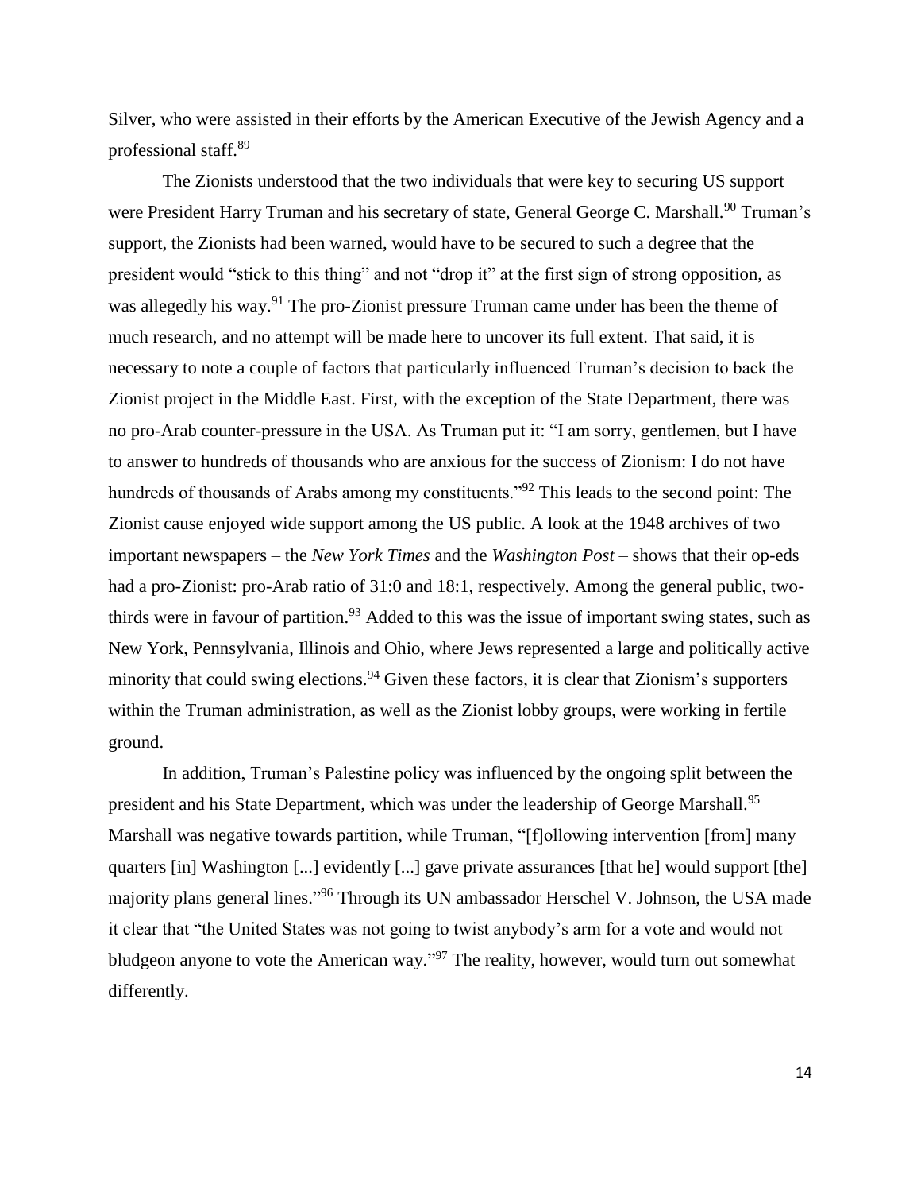Silver, who were assisted in their efforts by the American Executive of the Jewish Agency and a professional staff.[89]

The Zionists understood that the two individuals that were key to securing US support were President Harry Truman and his secretary of state, General George C. Marshall.[90] Truman's support, the Zionists had been warned, would have to be secured to such a degree that the president would "stick to this thing" and not "drop it" at the first sign of strong opposition, as was allegedly his way.[91] The pro-Zionist pressure Truman came under has been the theme of much research, and no attempt will be made here to uncover its full extent. That said, it is necessary to note a couple of factors that particularly influenced Truman's decision to back the Zionist project in the Middle East. First, with the exception of the State Department, there was no pro-Arab counter-pressure in the USA. As Truman put it: "I am sorry, gentlemen, but I have to answer to hundreds of thousands who are anxious for the success of Zionism: I do not have hundreds of thousands of Arabs among my constituents."[92] This leads to the second point: The Zionist cause enjoyed wide support among the US public. A look at the 1948 archives of two important newspapers – the *New York Times* and the *Washington Post* – shows that their op-eds had a pro-Zionist: pro-Arab ratio of 31:0 and 18:1, respectively. Among the general public, two-thirds were in favour of partition.[93] Added to this was the issue of important swing states, such as New York, Pennsylvania, Illinois and Ohio, where Jews represented a large and politically active minority that could swing elections.[94] Given these factors, it is clear that Zionism's supporters within the Truman administration, as well as the Zionist lobby groups, were working in fertile ground.

In addition, Truman's Palestine policy was influenced by the ongoing split between the president and his State Department, which was under the leadership of George Marshall.[95] Marshall was negative towards partition, while Truman, "[f]ollowing intervention [from] many quarters [in] Washington [...] evidently [...] gave private assurances [that he] would support [the] majority plans general lines."[96] Through its UN ambassador Herschel V. Johnson, the USA made it clear that "the United States was not going to twist anybody's arm for a vote and would not bludgeon anyone to vote the American way."[97] The reality, however, would turn out somewhat differently.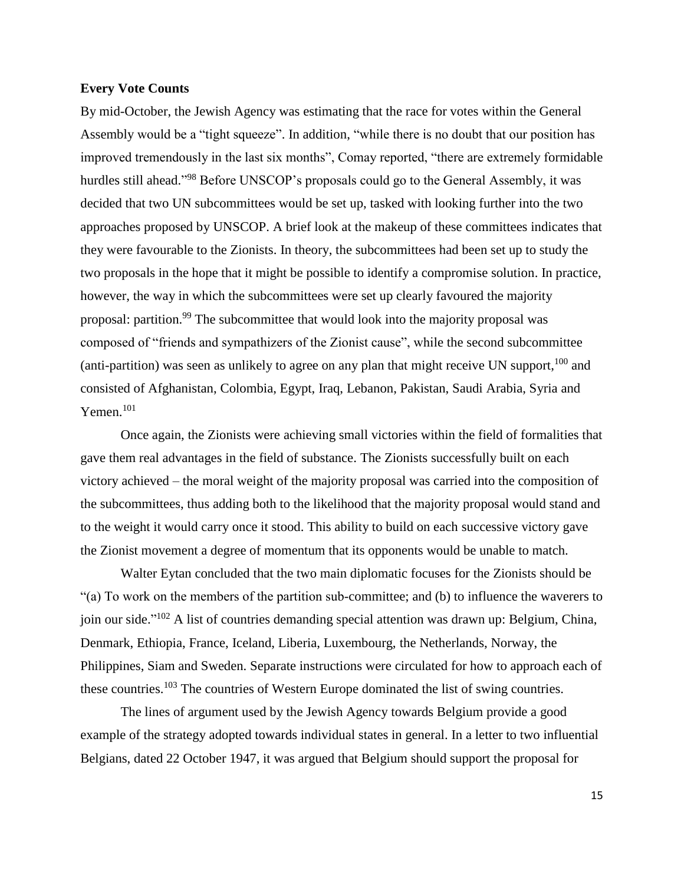**Every Vote Counts**

By mid-October, the Jewish Agency was estimating that the race for votes within the General Assembly would be a "tight squeeze". In addition, "while there is no doubt that our position has improved tremendously in the last six months", Comay reported, "there are extremely formidable hurdles still ahead."[98] Before UNSCOP's proposals could go to the General Assembly, it was decided that two UN subcommittees would be set up, tasked with looking further into the two approaches proposed by UNSCOP. A brief look at the makeup of these committees indicates that they were favourable to the Zionists. In theory, the subcommittees had been set up to study the two proposals in the hope that it might be possible to identify a compromise solution. In practice, however, the way in which the subcommittees were set up clearly favoured the majority proposal: partition.[99] The subcommittee that would look into the majority proposal was composed of "friends and sympathizers of the Zionist cause", while the second subcommittee (anti-partition) was seen as unlikely to agree on any plan that might receive UN support,[100] and consisted of Afghanistan, Colombia, Egypt, Iraq, Lebanon, Pakistan, Saudi Arabia, Syria and Yemen.[101]

Once again, the Zionists were achieving small victories within the field of formalities that gave them real advantages in the field of substance. The Zionists successfully built on each victory achieved – the moral weight of the majority proposal was carried into the composition of the subcommittees, thus adding both to the likelihood that the majority proposal would stand and to the weight it would carry once it stood. This ability to build on each successive victory gave the Zionist movement a degree of momentum that its opponents would be unable to match.

Walter Eytan concluded that the two main diplomatic focuses for the Zionists should be "(a) To work on the members of the partition sub-committee; and (b) to influence the waverers to join our side."[102] A list of countries demanding special attention was drawn up: Belgium, China, Denmark, Ethiopia, France, Iceland, Liberia, Luxembourg, the Netherlands, Norway, the Philippines, Siam and Sweden. Separate instructions were circulated for how to approach each of these countries.[103] The countries of Western Europe dominated the list of swing countries.

The lines of argument used by the Jewish Agency towards Belgium provide a good example of the strategy adopted towards individual states in general. In a letter to two influential Belgians, dated 22 October 1947, it was argued that Belgium should support the proposal for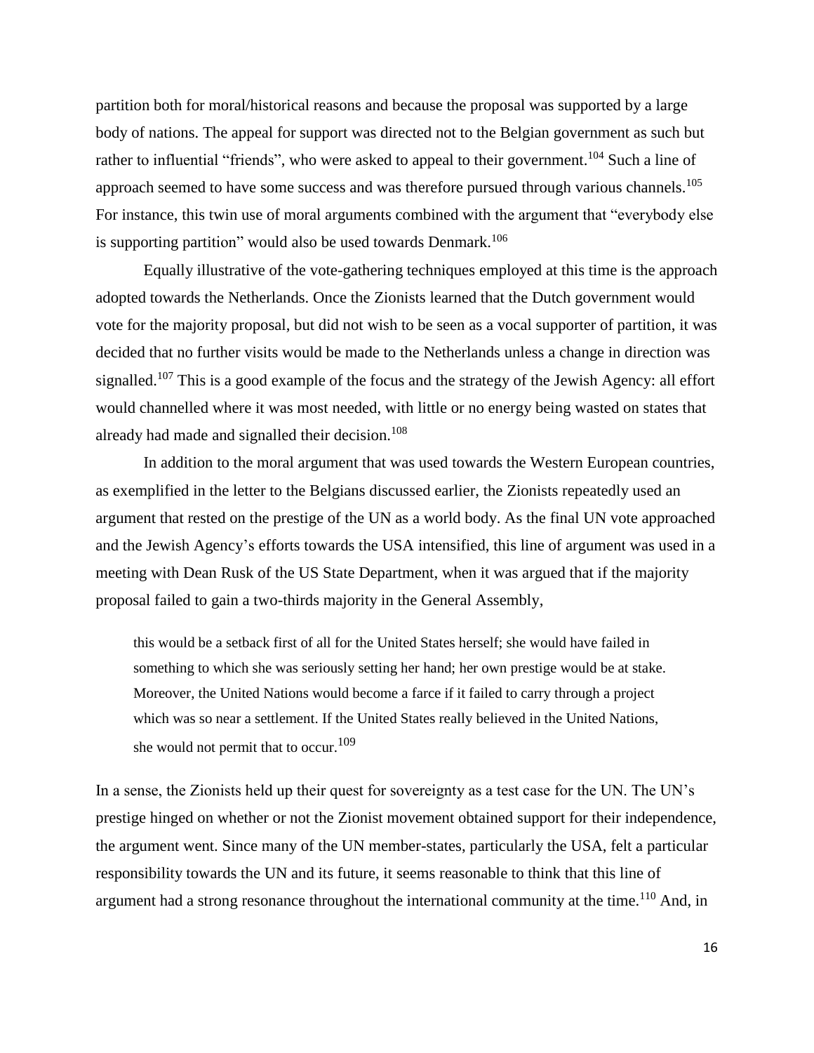partition both for moral/historical reasons and because the proposal was supported by a large body of nations. The appeal for support was directed not to the Belgian government as such but rather to influential "friends", who were asked to appeal to their government.[104] Such a line of approach seemed to have some success and was therefore pursued through various channels.[105] For instance, this twin use of moral arguments combined with the argument that "everybody else is supporting partition" would also be used towards Denmark.[106]

Equally illustrative of the vote-gathering techniques employed at this time is the approach adopted towards the Netherlands. Once the Zionists learned that the Dutch government would vote for the majority proposal, but did not wish to be seen as a vocal supporter of partition, it was decided that no further visits would be made to the Netherlands unless a change in direction was signalled.[107] This is a good example of the focus and the strategy of the Jewish Agency: all effort would channelled where it was most needed, with little or no energy being wasted on states that already had made and signalled their decision.[108]

In addition to the moral argument that was used towards the Western European countries, as exemplified in the letter to the Belgians discussed earlier, the Zionists repeatedly used an argument that rested on the prestige of the UN as a world body. As the final UN vote approached and the Jewish Agency's efforts towards the USA intensified, this line of argument was used in a meeting with Dean Rusk of the US State Department, when it was argued that if the majority proposal failed to gain a two-thirds majority in the General Assembly,

> this would be a setback first of all for the United States herself; she would have failed in something to which she was seriously setting her hand; her own prestige would be at stake. Moreover, the United Nations would become a farce if it failed to carry through a project which was so near a settlement. If the United States really believed in the United Nations, she would not permit that to occur.[109]

In a sense, the Zionists held up their quest for sovereignty as a test case for the UN. The UN's prestige hinged on whether or not the Zionist movement obtained support for their independence, the argument went. Since many of the UN member-states, particularly the USA, felt a particular responsibility towards the UN and its future, it seems reasonable to think that this line of argument had a strong resonance throughout the international community at the time.[110] And, in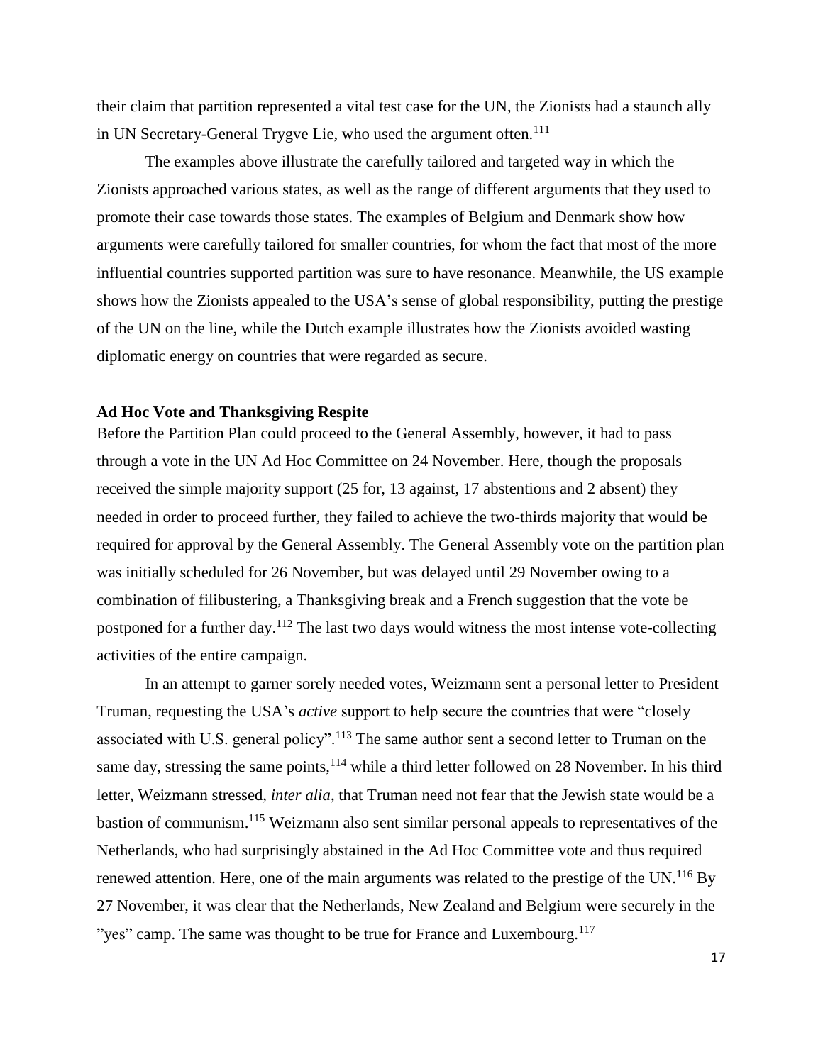their claim that partition represented a vital test case for the UN, the Zionists had a staunch ally in UN Secretary-General Trygve Lie, who used the argument often.[111]

The examples above illustrate the carefully tailored and targeted way in which the Zionists approached various states, as well as the range of different arguments that they used to promote their case towards those states. The examples of Belgium and Denmark show how arguments were carefully tailored for smaller countries, for whom the fact that most of the more influential countries supported partition was sure to have resonance. Meanwhile, the US example shows how the Zionists appealed to the USA's sense of global responsibility, putting the prestige of the UN on the line, while the Dutch example illustrates how the Zionists avoided wasting diplomatic energy on countries that were regarded as secure.

## Ad Hoc Vote and Thanksgiving Respite

Before the Partition Plan could proceed to the General Assembly, however, it had to pass through a vote in the UN Ad Hoc Committee on 24 November. Here, though the proposals received the simple majority support (25 for, 13 against, 17 abstentions and 2 absent) they needed in order to proceed further, they failed to achieve the two-thirds majority that would be required for approval by the General Assembly. The General Assembly vote on the partition plan was initially scheduled for 26 November, but was delayed until 29 November owing to a combination of filibustering, a Thanksgiving break and a French suggestion that the vote be postponed for a further day.[112] The last two days would witness the most intense vote-collecting activities of the entire campaign.

In an attempt to garner sorely needed votes, Weizmann sent a personal letter to President Truman, requesting the USA's *active* support to help secure the countries that were "closely associated with U.S. general policy".[113] The same author sent a second letter to Truman on the same day, stressing the same points,[114] while a third letter followed on 28 November. In his third letter, Weizmann stressed, *inter alia*, that Truman need not fear that the Jewish state would be a bastion of communism.[115] Weizmann also sent similar personal appeals to representatives of the Netherlands, who had surprisingly abstained in the Ad Hoc Committee vote and thus required renewed attention. Here, one of the main arguments was related to the prestige of the UN.[116] By 27 November, it was clear that the Netherlands, New Zealand and Belgium were securely in the "yes" camp. The same was thought to be true for France and Luxembourg.[117]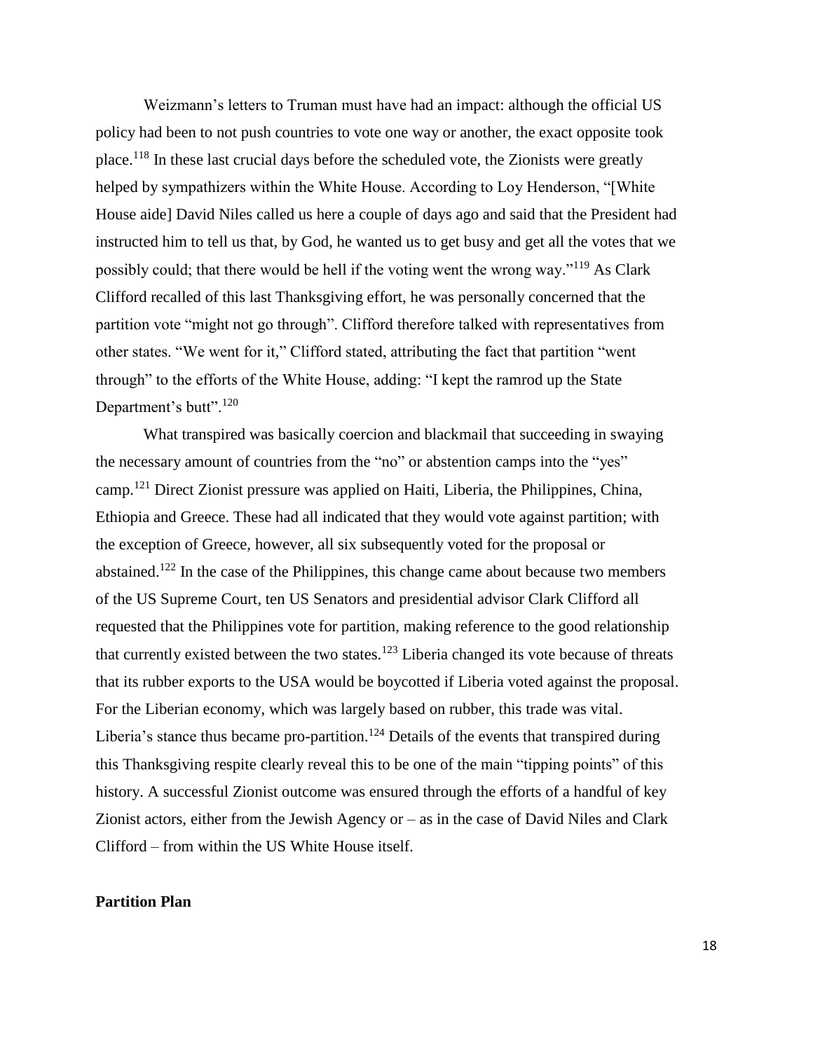Weizmann's letters to Truman must have had an impact: although the official US policy had been to not push countries to vote one way or another, the exact opposite took place.[118] In these last crucial days before the scheduled vote, the Zionists were greatly helped by sympathizers within the White House. According to Loy Henderson, "[White House aide] David Niles called us here a couple of days ago and said that the President had instructed him to tell us that, by God, he wanted us to get busy and get all the votes that we possibly could; that there would be hell if the voting went the wrong way."[119] As Clark Clifford recalled of this last Thanksgiving effort, he was personally concerned that the partition vote "might not go through". Clifford therefore talked with representatives from other states. "We went for it," Clifford stated, attributing the fact that partition "went through" to the efforts of the White House, adding: "I kept the ramrod up the State Department's butt".[120]

What transpired was basically coercion and blackmail that succeeding in swaying the necessary amount of countries from the "no" or abstention camps into the "yes" camp.[121] Direct Zionist pressure was applied on Haiti, Liberia, the Philippines, China, Ethiopia and Greece. These had all indicated that they would vote against partition; with the exception of Greece, however, all six subsequently voted for the proposal or abstained.[122] In the case of the Philippines, this change came about because two members of the US Supreme Court, ten US Senators and presidential advisor Clark Clifford all requested that the Philippines vote for partition, making reference to the good relationship that currently existed between the two states.[123] Liberia changed its vote because of threats that its rubber exports to the USA would be boycotted if Liberia voted against the proposal. For the Liberian economy, which was largely based on rubber, this trade was vital. Liberia's stance thus became pro-partition.[124] Details of the events that transpired during this Thanksgiving respite clearly reveal this to be one of the main "tipping points" of this history. A successful Zionist outcome was ensured through the efforts of a handful of key Zionist actors, either from the Jewish Agency or – as in the case of David Niles and Clark Clifford – from within the US White House itself.

**Partition Plan**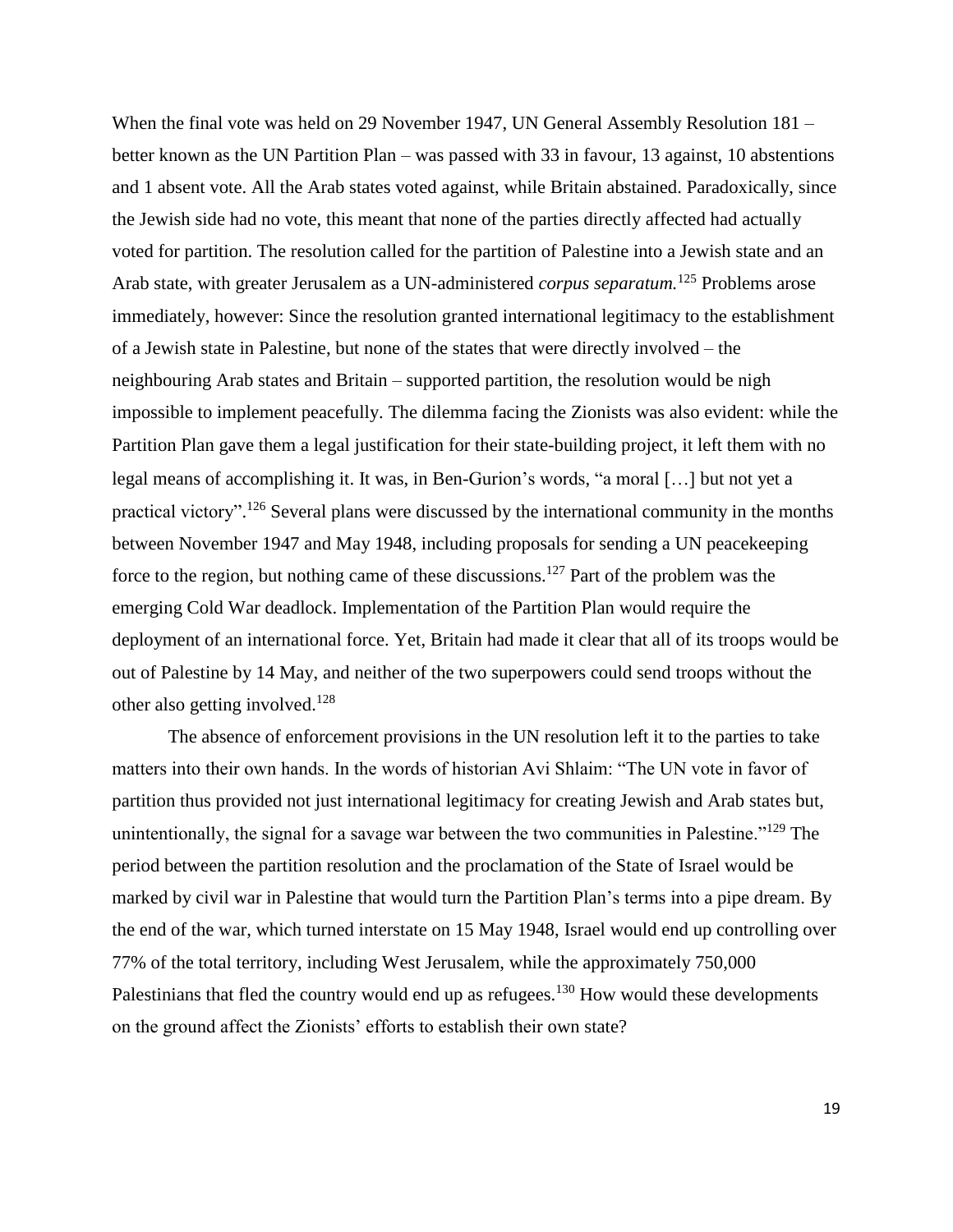When the final vote was held on 29 November 1947, UN General Assembly Resolution 181 – better known as the UN Partition Plan – was passed with 33 in favour, 13 against, 10 abstentions and 1 absent vote. All the Arab states voted against, while Britain abstained. Paradoxically, since the Jewish side had no vote, this meant that none of the parties directly affected had actually voted for partition. The resolution called for the partition of Palestine into a Jewish state and an Arab state, with greater Jerusalem as a UN-administered *corpus separatum.*[125] Problems arose immediately, however: Since the resolution granted international legitimacy to the establishment of a Jewish state in Palestine, but none of the states that were directly involved – the neighbouring Arab states and Britain – supported partition, the resolution would be nigh impossible to implement peacefully. The dilemma facing the Zionists was also evident: while the Partition Plan gave them a legal justification for their state-building project, it left them with no legal means of accomplishing it. It was, in Ben-Gurion's words, "a moral […] but not yet a practical victory".[126] Several plans were discussed by the international community in the months between November 1947 and May 1948, including proposals for sending a UN peacekeeping force to the region, but nothing came of these discussions.[127] Part of the problem was the emerging Cold War deadlock. Implementation of the Partition Plan would require the deployment of an international force. Yet, Britain had made it clear that all of its troops would be out of Palestine by 14 May, and neither of the two superpowers could send troops without the other also getting involved.[128]

The absence of enforcement provisions in the UN resolution left it to the parties to take matters into their own hands. In the words of historian Avi Shlaim: "The UN vote in favor of partition thus provided not just international legitimacy for creating Jewish and Arab states but, unintentionally, the signal for a savage war between the two communities in Palestine."[129] The period between the partition resolution and the proclamation of the State of Israel would be marked by civil war in Palestine that would turn the Partition Plan's terms into a pipe dream. By the end of the war, which turned interstate on 15 May 1948, Israel would end up controlling over 77% of the total territory, including West Jerusalem, while the approximately 750,000 Palestinians that fled the country would end up as refugees.[130] How would these developments on the ground affect the Zionists' efforts to establish their own state?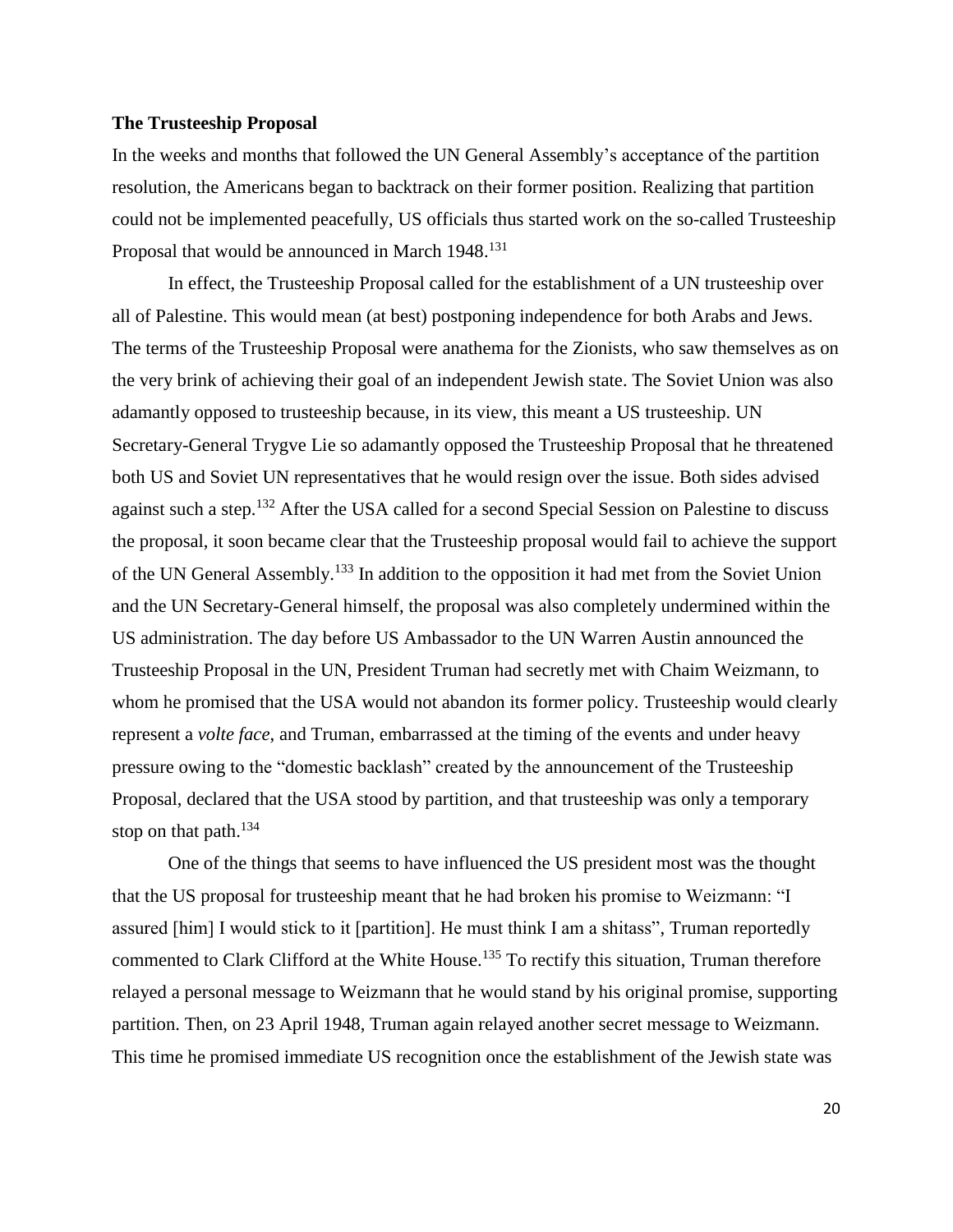### The Trusteeship Proposal

In the weeks and months that followed the UN General Assembly's acceptance of the partition resolution, the Americans began to backtrack on their former position. Realizing that partition could not be implemented peacefully, US officials thus started work on the so-called Trusteeship Proposal that would be announced in March 1948.[131]

In effect, the Trusteeship Proposal called for the establishment of a UN trusteeship over all of Palestine. This would mean (at best) postponing independence for both Arabs and Jews. The terms of the Trusteeship Proposal were anathema for the Zionists, who saw themselves as on the very brink of achieving their goal of an independent Jewish state. The Soviet Union was also adamantly opposed to trusteeship because, in its view, this meant a US trusteeship. UN Secretary-General Trygve Lie so adamantly opposed the Trusteeship Proposal that he threatened both US and Soviet UN representatives that he would resign over the issue. Both sides advised against such a step.[132] After the USA called for a second Special Session on Palestine to discuss the proposal, it soon became clear that the Trusteeship proposal would fail to achieve the support of the UN General Assembly.[133] In addition to the opposition it had met from the Soviet Union and the UN Secretary-General himself, the proposal was also completely undermined within the US administration. The day before US Ambassador to the UN Warren Austin announced the Trusteeship Proposal in the UN, President Truman had secretly met with Chaim Weizmann, to whom he promised that the USA would not abandon its former policy. Trusteeship would clearly represent a *volte face*, and Truman, embarrassed at the timing of the events and under heavy pressure owing to the "domestic backlash" created by the announcement of the Trusteeship Proposal, declared that the USA stood by partition, and that trusteeship was only a temporary stop on that path.[134]

One of the things that seems to have influenced the US president most was the thought that the US proposal for trusteeship meant that he had broken his promise to Weizmann: "I assured [him] I would stick to it [partition]. He must think I am a shitass", Truman reportedly commented to Clark Clifford at the White House.[135] To rectify this situation, Truman therefore relayed a personal message to Weizmann that he would stand by his original promise, supporting partition. Then, on 23 April 1948, Truman again relayed another secret message to Weizmann. This time he promised immediate US recognition once the establishment of the Jewish state was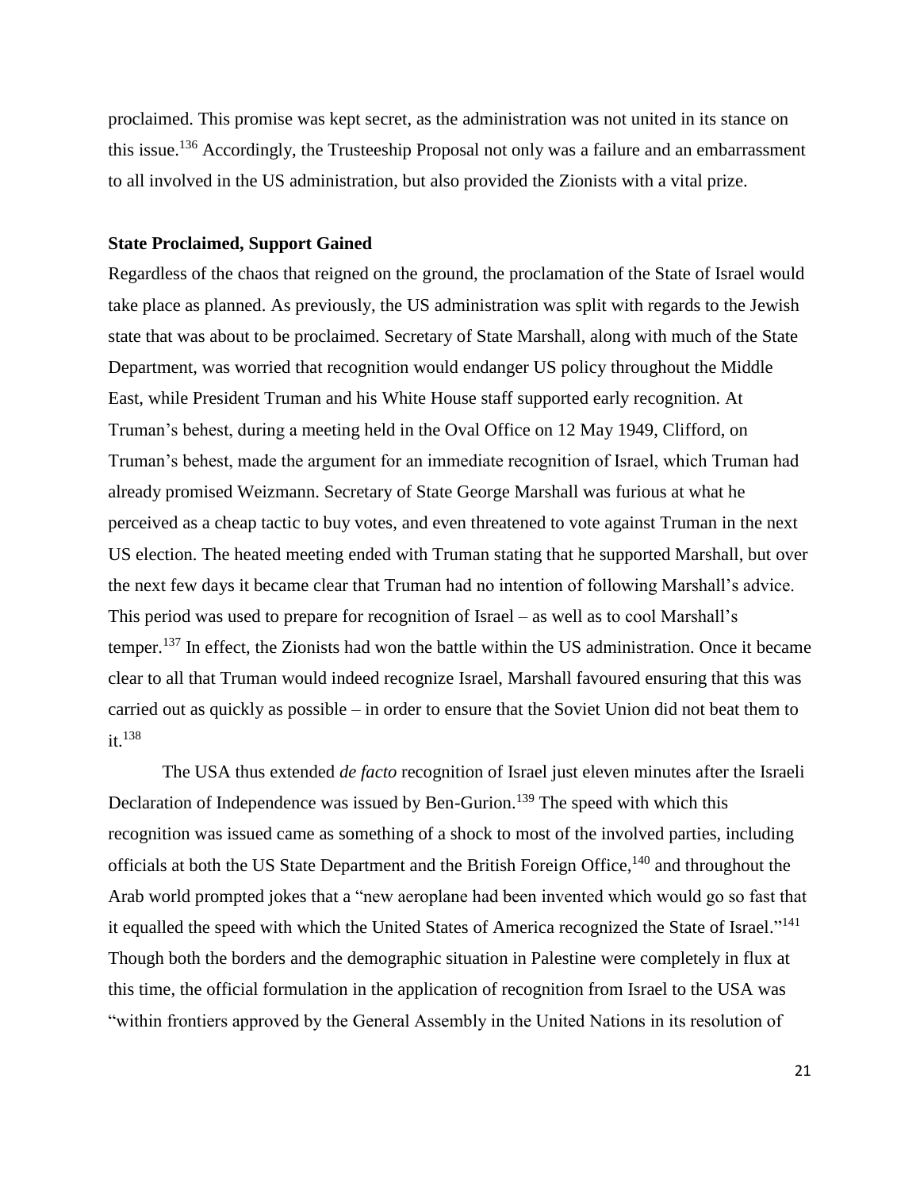proclaimed. This promise was kept secret, as the administration was not united in its stance on this issue.[136] Accordingly, the Trusteeship Proposal not only was a failure and an embarrassment to all involved in the US administration, but also provided the Zionists with a vital prize.

### State Proclaimed, Support Gained

Regardless of the chaos that reigned on the ground, the proclamation of the State of Israel would take place as planned. As previously, the US administration was split with regards to the Jewish state that was about to be proclaimed. Secretary of State Marshall, along with much of the State Department, was worried that recognition would endanger US policy throughout the Middle East, while President Truman and his White House staff supported early recognition. At Truman's behest, during a meeting held in the Oval Office on 12 May 1949, Clifford, on Truman's behest, made the argument for an immediate recognition of Israel, which Truman had already promised Weizmann. Secretary of State George Marshall was furious at what he perceived as a cheap tactic to buy votes, and even threatened to vote against Truman in the next US election. The heated meeting ended with Truman stating that he supported Marshall, but over the next few days it became clear that Truman had no intention of following Marshall's advice. This period was used to prepare for recognition of Israel – as well as to cool Marshall's temper.[137] In effect, the Zionists had won the battle within the US administration. Once it became clear to all that Truman would indeed recognize Israel, Marshall favoured ensuring that this was carried out as quickly as possible – in order to ensure that the Soviet Union did not beat them to it.[138]

The USA thus extended *de facto* recognition of Israel just eleven minutes after the Israeli Declaration of Independence was issued by Ben-Gurion.[139] The speed with which this recognition was issued came as something of a shock to most of the involved parties, including officials at both the US State Department and the British Foreign Office,[140] and throughout the Arab world prompted jokes that a "new aeroplane had been invented which would go so fast that it equalled the speed with which the United States of America recognized the State of Israel."[141] Though both the borders and the demographic situation in Palestine were completely in flux at this time, the official formulation in the application of recognition from Israel to the USA was "within frontiers approved by the General Assembly in the United Nations in its resolution of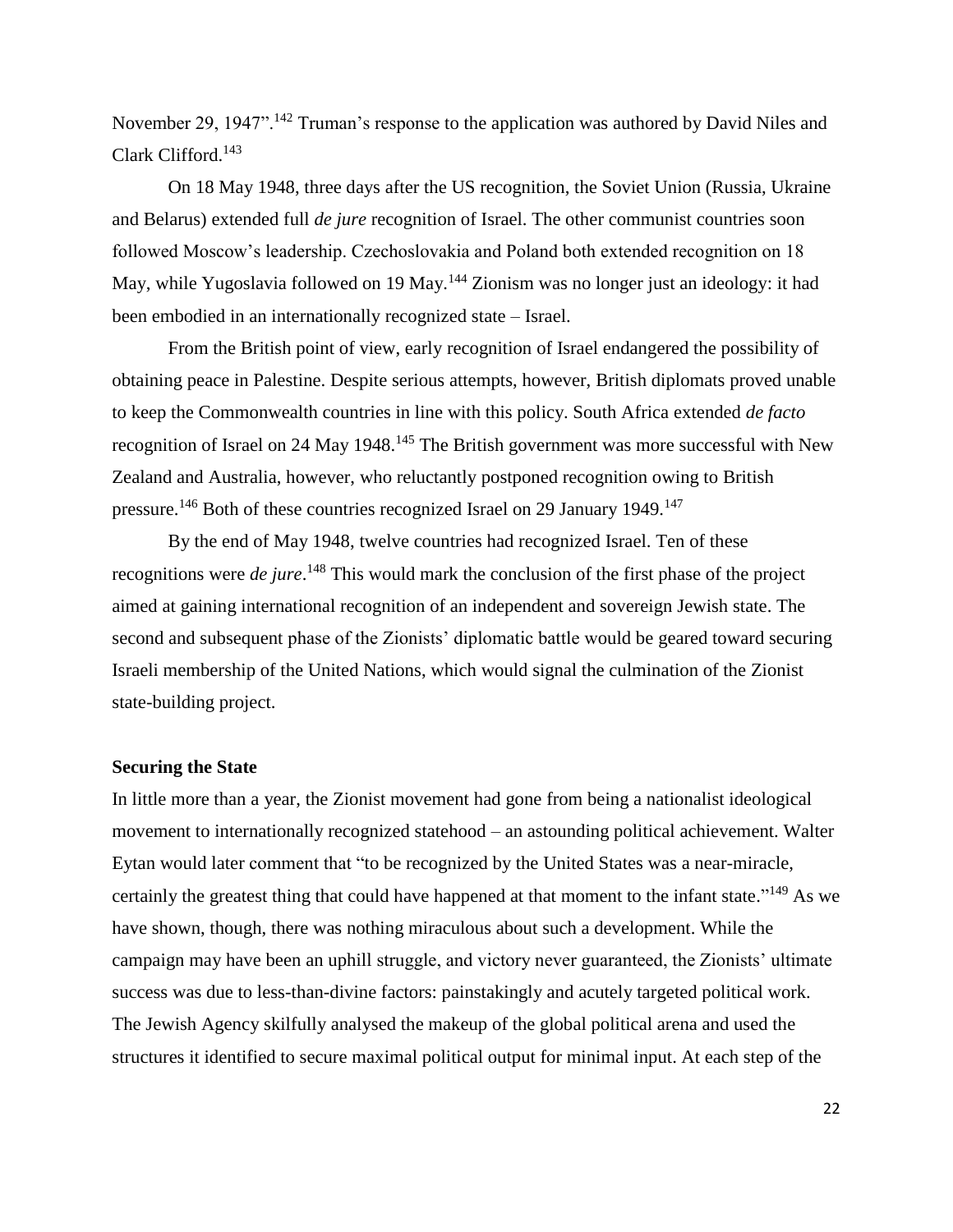November 29, 1947".[142] Truman's response to the application was authored by David Niles and Clark Clifford.[143]

On 18 May 1948, three days after the US recognition, the Soviet Union (Russia, Ukraine and Belarus) extended full *de jure* recognition of Israel. The other communist countries soon followed Moscow's leadership. Czechoslovakia and Poland both extended recognition on 18 May, while Yugoslavia followed on 19 May.[144] Zionism was no longer just an ideology: it had been embodied in an internationally recognized state – Israel.

From the British point of view, early recognition of Israel endangered the possibility of obtaining peace in Palestine. Despite serious attempts, however, British diplomats proved unable to keep the Commonwealth countries in line with this policy. South Africa extended *de facto* recognition of Israel on 24 May 1948.[145] The British government was more successful with New Zealand and Australia, however, who reluctantly postponed recognition owing to British pressure.[146] Both of these countries recognized Israel on 29 January 1949.[147]

By the end of May 1948, twelve countries had recognized Israel. Ten of these recognitions were *de jure*.[148] This would mark the conclusion of the first phase of the project aimed at gaining international recognition of an independent and sovereign Jewish state. The second and subsequent phase of the Zionists' diplomatic battle would be geared toward securing Israeli membership of the United Nations, which would signal the culmination of the Zionist state-building project.

**Securing the State**

In little more than a year, the Zionist movement had gone from being a nationalist ideological movement to internationally recognized statehood – an astounding political achievement. Walter Eytan would later comment that "to be recognized by the United States was a near-miracle, certainly the greatest thing that could have happened at that moment to the infant state."[149] As we have shown, though, there was nothing miraculous about such a development. While the campaign may have been an uphill struggle, and victory never guaranteed, the Zionists' ultimate success was due to less-than-divine factors: painstakingly and acutely targeted political work. The Jewish Agency skilfully analysed the makeup of the global political arena and used the structures it identified to secure maximal political output for minimal input. At each step of the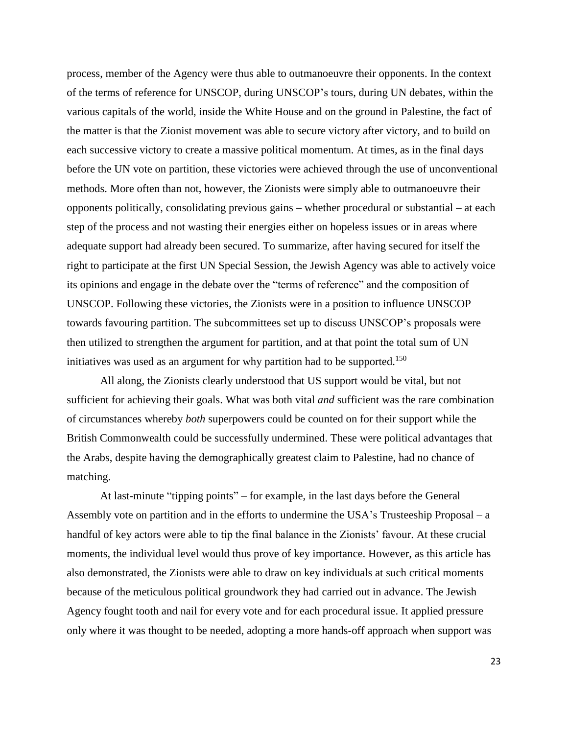process, member of the Agency were thus able to outmanoeuvre their opponents. In the context of the terms of reference for UNSCOP, during UNSCOP's tours, during UN debates, within the various capitals of the world, inside the White House and on the ground in Palestine, the fact of the matter is that the Zionist movement was able to secure victory after victory, and to build on each successive victory to create a massive political momentum. At times, as in the final days before the UN vote on partition, these victories were achieved through the use of unconventional methods. More often than not, however, the Zionists were simply able to outmanoeuvre their opponents politically, consolidating previous gains – whether procedural or substantial – at each step of the process and not wasting their energies either on hopeless issues or in areas where adequate support had already been secured. To summarize, after having secured for itself the right to participate at the first UN Special Session, the Jewish Agency was able to actively voice its opinions and engage in the debate over the "terms of reference" and the composition of UNSCOP. Following these victories, the Zionists were in a position to influence UNSCOP towards favouring partition. The subcommittees set up to discuss UNSCOP's proposals were then utilized to strengthen the argument for partition, and at that point the total sum of UN initiatives was used as an argument for why partition had to be supported.[150]

All along, the Zionists clearly understood that US support would be vital, but not sufficient for achieving their goals. What was both vital *and* sufficient was the rare combination of circumstances whereby *both* superpowers could be counted on for their support while the British Commonwealth could be successfully undermined. These were political advantages that the Arabs, despite having the demographically greatest claim to Palestine, had no chance of matching.

At last-minute "tipping points" – for example, in the last days before the General Assembly vote on partition and in the efforts to undermine the USA's Trusteeship Proposal – a handful of key actors were able to tip the final balance in the Zionists' favour. At these crucial moments, the individual level would thus prove of key importance. However, as this article has also demonstrated, the Zionists were able to draw on key individuals at such critical moments because of the meticulous political groundwork they had carried out in advance. The Jewish Agency fought tooth and nail for every vote and for each procedural issue. It applied pressure only where it was thought to be needed, adopting a more hands-off approach when support was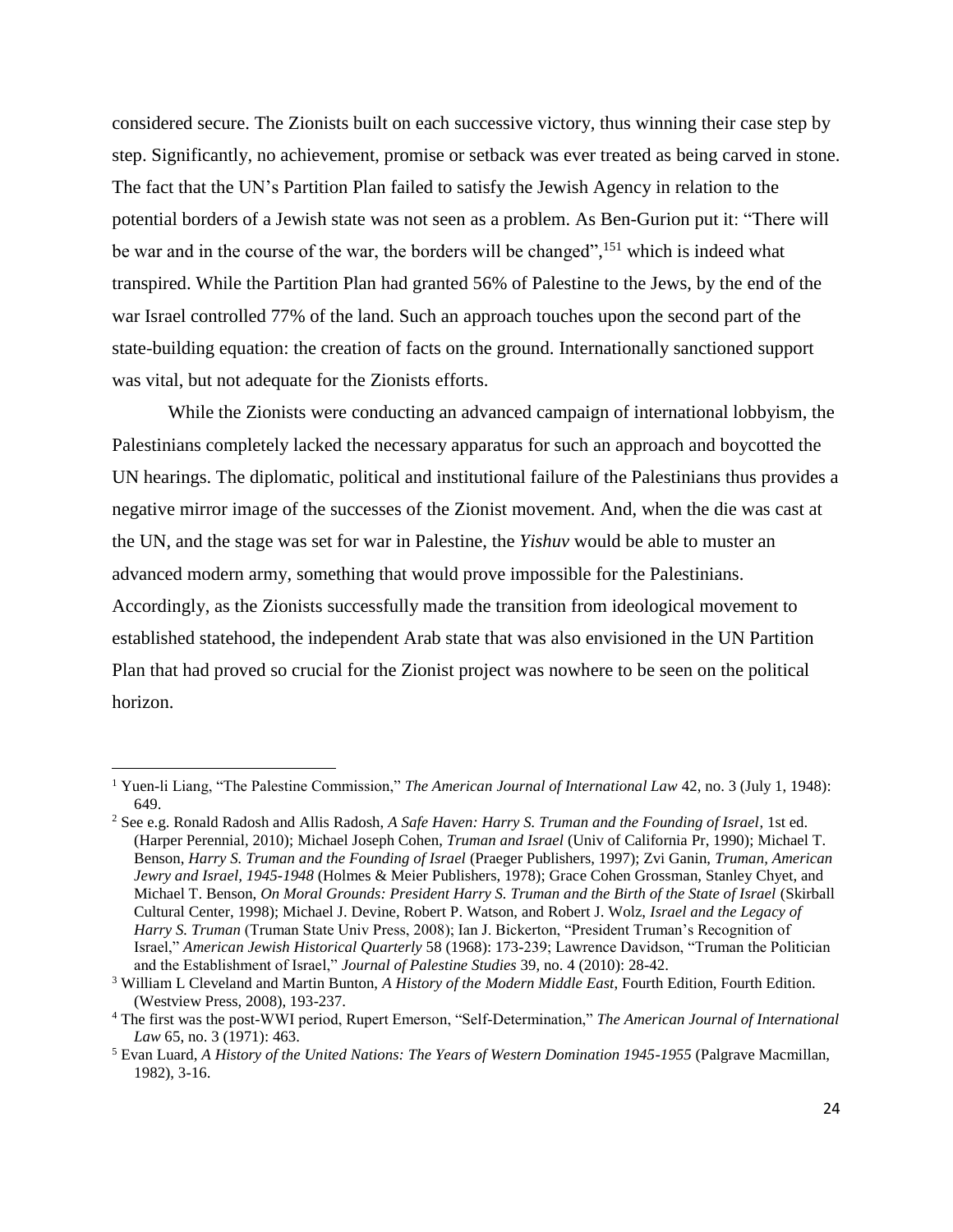considered secure. The Zionists built on each successive victory, thus winning their case step by step. Significantly, no achievement, promise or setback was ever treated as being carved in stone. The fact that the UN's Partition Plan failed to satisfy the Jewish Agency in relation to the potential borders of a Jewish state was not seen as a problem. As Ben-Gurion put it: "There will be war and in the course of the war, the borders will be changed",[151] which is indeed what transpired. While the Partition Plan had granted 56% of Palestine to the Jews, by the end of the war Israel controlled 77% of the land. Such an approach touches upon the second part of the state-building equation: the creation of facts on the ground. Internationally sanctioned support was vital, but not adequate for the Zionists efforts.

While the Zionists were conducting an advanced campaign of international lobbyism, the Palestinians completely lacked the necessary apparatus for such an approach and boycotted the UN hearings. The diplomatic, political and institutional failure of the Palestinians thus provides a negative mirror image of the successes of the Zionist movement. And, when the die was cast at the UN, and the stage was set for war in Palestine, the *Yishuv* would be able to muster an advanced modern army, something that would prove impossible for the Palestinians. Accordingly, as the Zionists successfully made the transition from ideological movement to established statehood, the independent Arab state that was also envisioned in the UN Partition Plan that had proved so crucial for the Zionist project was nowhere to be seen on the political horizon.

---

[1] Yuen-li Liang, "The Palestine Commission," *The American Journal of International Law* 42, no. 3 (July 1, 1948): 649.

[2] See e.g. Ronald Radosh and Allis Radosh, *A Safe Haven: Harry S. Truman and the Founding of Israel*, 1st ed. (Harper Perennial, 2010); Michael Joseph Cohen, *Truman and Israel* (Univ of California Pr, 1990); Michael T. Benson, *Harry S. Truman and the Founding of Israel* (Praeger Publishers, 1997); Zvi Ganin, *Truman, American Jewry and Israel, 1945-1948* (Holmes & Meier Publishers, 1978); Grace Cohen Grossman, Stanley Chyet, and Michael T. Benson, *On Moral Grounds: President Harry S. Truman and the Birth of the State of Israel* (Skirball Cultural Center, 1998); Michael J. Devine, Robert P. Watson, and Robert J. Wolz, *Israel and the Legacy of Harry S. Truman* (Truman State Univ Press, 2008); Ian J. Bickerton, "President Truman's Recognition of Israel," *American Jewish Historical Quarterly* 58 (1968): 173-239; Lawrence Davidson, "Truman the Politician and the Establishment of Israel," *Journal of Palestine Studies* 39, no. 4 (2010): 28-42.

[3] William L Cleveland and Martin Bunton, *A History of the Modern Middle East*, Fourth Edition, Fourth Edition. (Westview Press, 2008), 193-237.

[4] The first was the post-WWI period, Rupert Emerson, "Self-Determination," *The American Journal of International Law* 65, no. 3 (1971): 463.

[5] Evan Luard, *A History of the United Nations: The Years of Western Domination 1945-1955* (Palgrave Macmillan, 1982), 3-16.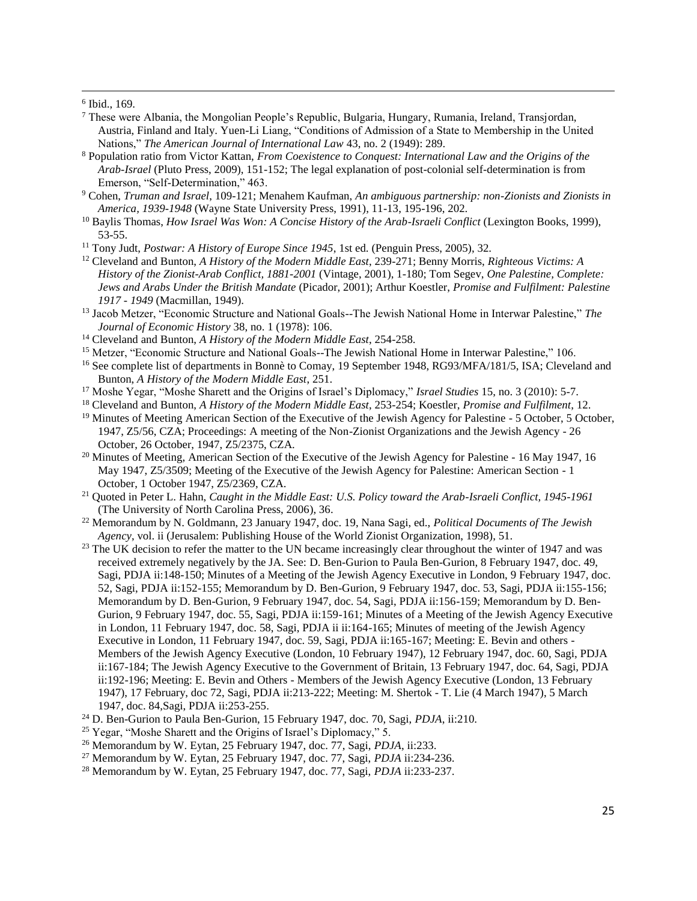[6] Ibid., 169.

[7] These were Albania, the Mongolian People's Republic, Bulgaria, Hungary, Rumania, Ireland, Transjordan, Austria, Finland and Italy. Yuen-Li Liang, "Conditions of Admission of a State to Membership in the United Nations," *The American Journal of International Law* 43, no. 2 (1949): 289.

[8] Population ratio from Victor Kattan, *From Coexistence to Conquest: International Law and the Origins of the Arab-Israel* (Pluto Press, 2009), 151-152; The legal explanation of post-colonial self-determination is from Emerson, "Self-Determination," 463.

[9] Cohen, *Truman and Israel*, 109-121; Menahem Kaufman, *An ambiguous partnership: non-Zionists and Zionists in America, 1939-1948* (Wayne State University Press, 1991), 11-13, 195-196, 202.

[10] Baylis Thomas, *How Israel Was Won: A Concise History of the Arab-Israeli Conflict* (Lexington Books, 1999), 53-55.

[11] Tony Judt, *Postwar: A History of Europe Since 1945*, 1st ed. (Penguin Press, 2005), 32.

[12] Cleveland and Bunton, *A History of the Modern Middle East*, 239-271; Benny Morris, *Righteous Victims: A History of the Zionist-Arab Conflict, 1881-2001* (Vintage, 2001), 1-180; Tom Segev, *One Palestine, Complete: Jews and Arabs Under the British Mandate* (Picador, 2001); Arthur Koestler, *Promise and Fulfilment: Palestine 1917 - 1949* (Macmillan, 1949).

[13] Jacob Metzer, "Economic Structure and National Goals--The Jewish National Home in Interwar Palestine," *The Journal of Economic History* 38, no. 1 (1978): 106.

[14] Cleveland and Bunton, *A History of the Modern Middle East*, 254-258.

[15] Metzer, "Economic Structure and National Goals--The Jewish National Home in Interwar Palestine," 106.

[16] See complete list of departments in Bonnè to Comay, 19 September 1948, RG93/MFA/181/5, ISA; Cleveland and Bunton, *A History of the Modern Middle East*, 251.

[17] Moshe Yegar, "Moshe Sharett and the Origins of Israel's Diplomacy," *Israel Studies* 15, no. 3 (2010): 5-7.

[18] Cleveland and Bunton, *A History of the Modern Middle East*, 253-254; Koestler, *Promise and Fulfilment*, 12.

[19] Minutes of Meeting American Section of the Executive of the Jewish Agency for Palestine - 5 October, 5 October, 1947, Z5/56, CZA; Proceedings: A meeting of the Non-Zionist Organizations and the Jewish Agency - 26 October, 26 October, 1947, Z5/2375, CZA.

[20] Minutes of Meeting, American Section of the Executive of the Jewish Agency for Palestine - 16 May 1947, 16 May 1947, Z5/3509; Meeting of the Executive of the Jewish Agency for Palestine: American Section - 1 October, 1 October 1947, Z5/2369, CZA.

[21] Quoted in Peter L. Hahn, *Caught in the Middle East: U.S. Policy toward the Arab-Israeli Conflict, 1945-1961* (The University of North Carolina Press, 2006), 36.

[22] Memorandum by N. Goldmann, 23 January 1947, doc. 19, Nana Sagi, ed., *Political Documents of The Jewish Agency*, vol. ii (Jerusalem: Publishing House of the World Zionist Organization, 1998), 51.

[23] The UK decision to refer the matter to the UN became increasingly clear throughout the winter of 1947 and was received extremely negatively by the JA. See: D. Ben-Gurion to Paula Ben-Gurion, 8 February 1947, doc. 49, Sagi, PDJA ii:148-150; Minutes of a Meeting of the Jewish Agency Executive in London, 9 February 1947, doc. 52, Sagi, PDJA ii:152-155; Memorandum by D. Ben-Gurion, 9 February 1947, doc. 53, Sagi, PDJA ii:155-156; Memorandum by D. Ben-Gurion, 9 February 1947, doc. 54, Sagi, PDJA ii:156-159; Memorandum by D. Ben-Gurion, 9 February 1947, doc. 55, Sagi, PDJA ii:159-161; Minutes of a Meeting of the Jewish Agency Executive in London, 11 February 1947, doc. 58, Sagi, PDJA ii ii:164-165; Minutes of meeting of the Jewish Agency Executive in London, 11 February 1947, doc. 59, Sagi, PDJA ii:165-167; Meeting: E. Bevin and others - Members of the Jewish Agency Executive (London, 10 February 1947), 12 February 1947, doc. 60, Sagi, PDJA ii:167-184; The Jewish Agency Executive to the Government of Britain, 13 February 1947, doc. 64, Sagi, PDJA ii:192-196; Meeting: E. Bevin and Others - Members of the Jewish Agency Executive (London, 13 February 1947), 17 February, doc 72, Sagi, PDJA ii:213-222; Meeting: M. Shertok - T. Lie (4 March 1947), 5 March 1947, doc. 84,Sagi, PDJA ii:253-255.

[24] D. Ben-Gurion to Paula Ben-Gurion, 15 February 1947, doc. 70, Sagi, *PDJA*, ii:210.

[25] Yegar, "Moshe Sharett and the Origins of Israel's Diplomacy," 5.

[26] Memorandum by W. Eytan, 25 February 1947, doc. 77, Sagi, *PDJA*, ii:233.

[27] Memorandum by W. Eytan, 25 February 1947, doc. 77, Sagi, *PDJA* ii:234-236.

[28] Memorandum by W. Eytan, 25 February 1947, doc. 77, Sagi, *PDJA* ii:233-237.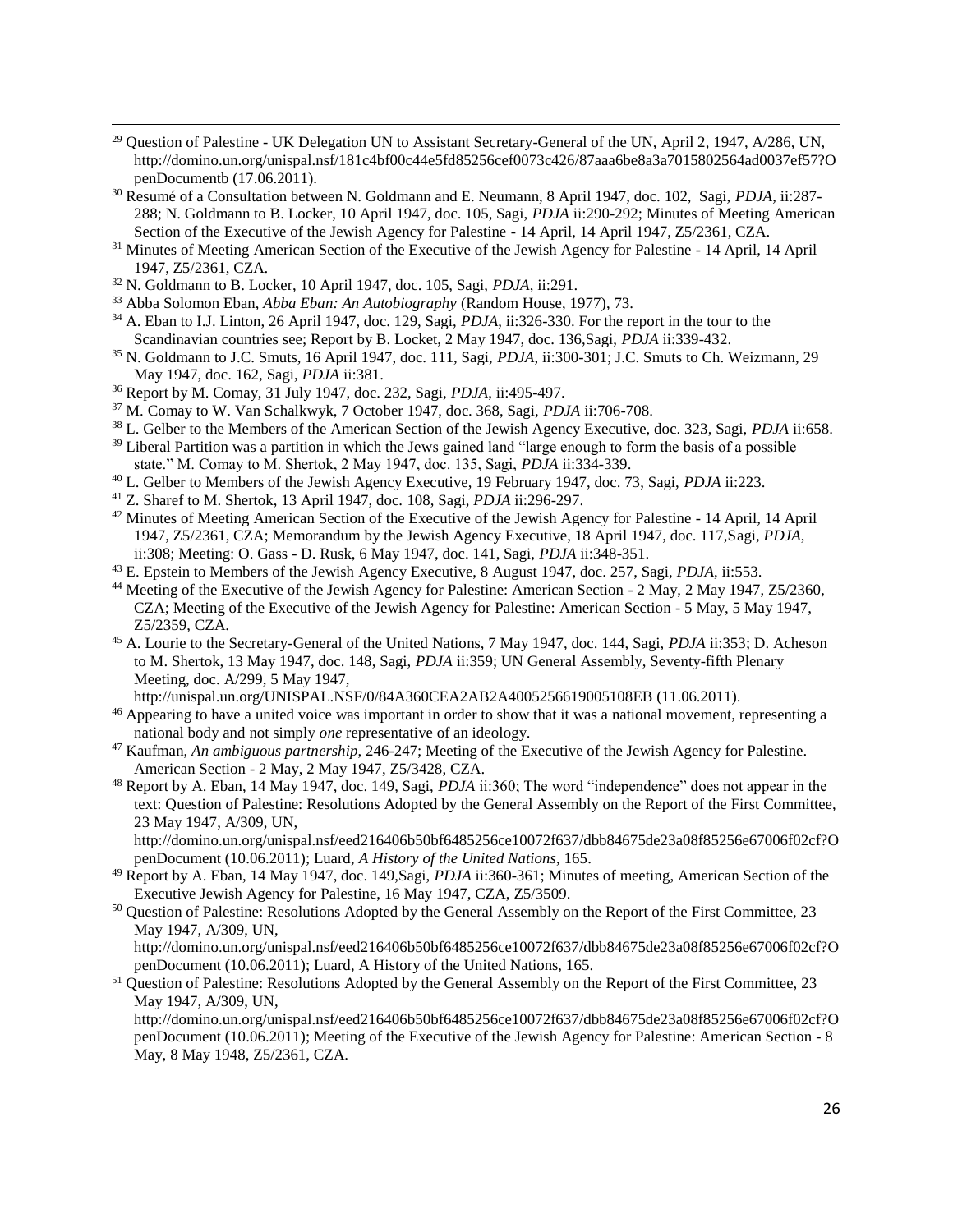[29] Question of Palestine - UK Delegation UN to Assistant Secretary-General of the UN, April 2, 1947, A/286, UN, http://domino.un.org/unispal.nsf/181c4bf00c44e5fd85256cef0073c426/87aaa6be8a3a7015802564ad0037ef57?OpenDocumentb (17.06.2011).

[30] Resumé of a Consultation between N. Goldmann and E. Neumann, 8 April 1947, doc. 102, Sagi, *PDJA*, ii:287-288; N. Goldmann to B. Locker, 10 April 1947, doc. 105, Sagi, *PDJA* ii:290-292; Minutes of Meeting American Section of the Executive of the Jewish Agency for Palestine - 14 April, 14 April 1947, Z5/2361, CZA.

[31] Minutes of Meeting American Section of the Executive of the Jewish Agency for Palestine - 14 April, 14 April 1947, Z5/2361, CZA.

[32] N. Goldmann to B. Locker, 10 April 1947, doc. 105, Sagi, *PDJA*, ii:291.

[33] Abba Solomon Eban, *Abba Eban: An Autobiography* (Random House, 1977), 73.

[34] A. Eban to I.J. Linton, 26 April 1947, doc. 129, Sagi, *PDJA*, ii:326-330. For the report in the tour to the Scandinavian countries see; Report by B. Locket, 2 May 1947, doc. 136,Sagi, *PDJA* ii:339-432.

[35] N. Goldmann to J.C. Smuts, 16 April 1947, doc. 111, Sagi, *PDJA*, ii:300-301; J.C. Smuts to Ch. Weizmann, 29 May 1947, doc. 162, Sagi, *PDJA* ii:381.

[36] Report by M. Comay, 31 July 1947, doc. 232, Sagi, *PDJA*, ii:495-497.

[37] M. Comay to W. Van Schalkwyk, 7 October 1947, doc. 368, Sagi, *PDJA* ii:706-708.

[38] L. Gelber to the Members of the American Section of the Jewish Agency Executive, doc. 323, Sagi, *PDJA* ii:658.

[39] Liberal Partition was a partition in which the Jews gained land "large enough to form the basis of a possible state." M. Comay to M. Shertok, 2 May 1947, doc. 135, Sagi, *PDJA* ii:334-339.

[40] L. Gelber to Members of the Jewish Agency Executive, 19 February 1947, doc. 73, Sagi, *PDJA* ii:223.

[41] Z. Sharef to M. Shertok, 13 April 1947, doc. 108, Sagi, *PDJA* ii:296-297.

[42] Minutes of Meeting American Section of the Executive of the Jewish Agency for Palestine - 14 April, 14 April 1947, Z5/2361, CZA; Memorandum by the Jewish Agency Executive, 18 April 1947, doc. 117,Sagi, *PDJA*, ii:308; Meeting: O. Gass - D. Rusk, 6 May 1947, doc. 141, Sagi, *PDJA* ii:348-351.

[43] E. Epstein to Members of the Jewish Agency Executive, 8 August 1947, doc. 257, Sagi, *PDJA*, ii:553.

[44] Meeting of the Executive of the Jewish Agency for Palestine: American Section - 2 May, 2 May 1947, Z5/2360, CZA; Meeting of the Executive of the Jewish Agency for Palestine: American Section - 5 May, 5 May 1947, Z5/2359, CZA.

[45] A. Lourie to the Secretary-General of the United Nations, 7 May 1947, doc. 144, Sagi, *PDJA* ii:353; D. Acheson to M. Shertok, 13 May 1947, doc. 148, Sagi, *PDJA* ii:359; UN General Assembly, Seventy-fifth Plenary Meeting, doc. A/299, 5 May 1947, http://unispal.un.org/UNISPAL.NSF/0/84A360CEA2AB2A4005256619005108EB (11.06.2011).

[46] Appearing to have a united voice was important in order to show that it was a national movement, representing a national body and not simply *one* representative of an ideology.

[47] Kaufman, *An ambiguous partnership*, 246-247; Meeting of the Executive of the Jewish Agency for Palestine. American Section - 2 May, 2 May 1947, Z5/3428, CZA.

[48] Report by A. Eban, 14 May 1947, doc. 149, Sagi, *PDJA* ii:360; The word "independence" does not appear in the text: Question of Palestine: Resolutions Adopted by the General Assembly on the Report of the First Committee, 23 May 1947, A/309, UN, http://domino.un.org/unispal.nsf/eed216406b50bf6485256ce10072f637/dbb84675de23a08f85256e67006f02cf?OpenDocument (10.06.2011); Luard, *A History of the United Nations*, 165.

[49] Report by A. Eban, 14 May 1947, doc. 149,Sagi, *PDJA* ii:360-361; Minutes of meeting, American Section of the Executive Jewish Agency for Palestine, 16 May 1947, CZA, Z5/3509.

[50] Question of Palestine: Resolutions Adopted by the General Assembly on the Report of the First Committee, 23 May 1947, A/309, UN, http://domino.un.org/unispal.nsf/eed216406b50bf6485256ce10072f637/dbb84675de23a08f85256e67006f02cf?OpenDocument (10.06.2011); Luard, A History of the United Nations, 165.

[51] Question of Palestine: Resolutions Adopted by the General Assembly on the Report of the First Committee, 23 May 1947, A/309, UN, http://domino.un.org/unispal.nsf/eed216406b50bf6485256ce10072f637/dbb84675de23a08f85256e67006f02cf?OpenDocument (10.06.2011); Meeting of the Executive of the Jewish Agency for Palestine: American Section - 8 May, 8 May 1948, Z5/2361, CZA.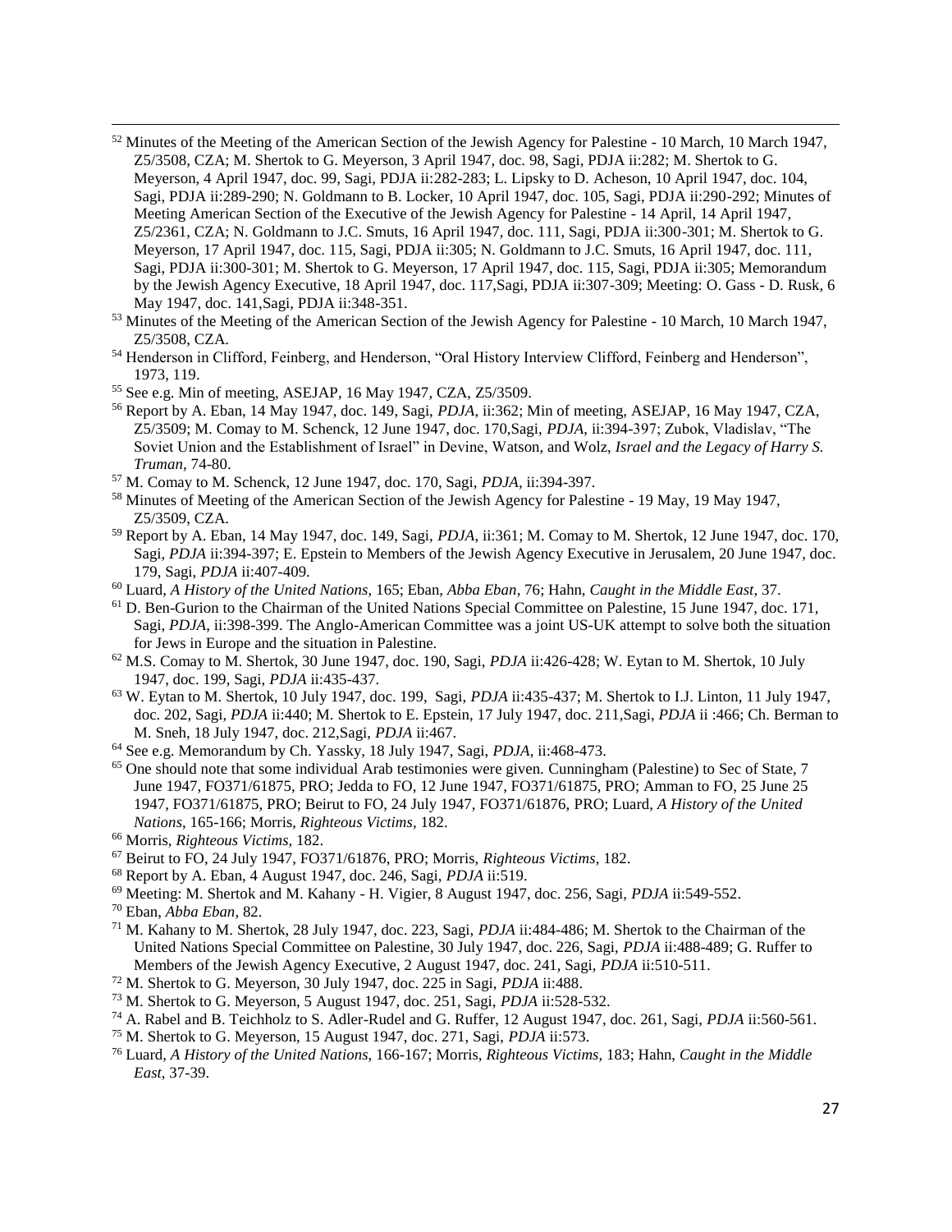[52] Minutes of the Meeting of the American Section of the Jewish Agency for Palestine - 10 March, 10 March 1947, Z5/3508, CZA; M. Shertok to G. Meyerson, 3 April 1947, doc. 98, Sagi, PDJA ii:282; M. Shertok to G. Meyerson, 4 April 1947, doc. 99, Sagi, PDJA ii:282-283; L. Lipsky to D. Acheson, 10 April 1947, doc. 104, Sagi, PDJA ii:289-290; N. Goldmann to B. Locker, 10 April 1947, doc. 105, Sagi, PDJA ii:290-292; Minutes of Meeting American Section of the Executive of the Jewish Agency for Palestine - 14 April, 14 April 1947, Z5/2361, CZA; N. Goldmann to J.C. Smuts, 16 April 1947, doc. 111, Sagi, PDJA ii:300-301; M. Shertok to G. Meyerson, 17 April 1947, doc. 115, Sagi, PDJA ii:305; N. Goldmann to J.C. Smuts, 16 April 1947, doc. 111, Sagi, PDJA ii:300-301; M. Shertok to G. Meyerson, 17 April 1947, doc. 115, Sagi, PDJA ii:305; Memorandum by the Jewish Agency Executive, 18 April 1947, doc. 117,Sagi, PDJA ii:307-309; Meeting: O. Gass - D. Rusk, 6 May 1947, doc. 141,Sagi, PDJA ii:348-351.

[53] Minutes of the Meeting of the American Section of the Jewish Agency for Palestine - 10 March, 10 March 1947, Z5/3508, CZA.

[54] Henderson in Clifford, Feinberg, and Henderson, "Oral History Interview Clifford, Feinberg and Henderson", 1973, 119.

[55] See e.g. Min of meeting, ASEJAP, 16 May 1947, CZA, Z5/3509.

[56] Report by A. Eban, 14 May 1947, doc. 149, Sagi, *PDJA*, ii:362; Min of meeting, ASEJAP, 16 May 1947, CZA, Z5/3509; M. Comay to M. Schenck, 12 June 1947, doc. 170,Sagi, *PDJA*, ii:394-397; Zubok, Vladislav, "The Soviet Union and the Establishment of Israel" in Devine, Watson, and Wolz, *Israel and the Legacy of Harry S. Truman*, 74-80.

[57] M. Comay to M. Schenck, 12 June 1947, doc. 170, Sagi, *PDJA*, ii:394-397.

[58] Minutes of Meeting of the American Section of the Jewish Agency for Palestine - 19 May, 19 May 1947, Z5/3509, CZA.

[59] Report by A. Eban, 14 May 1947, doc. 149, Sagi, *PDJA*, ii:361; M. Comay to M. Shertok, 12 June 1947, doc. 170, Sagi, *PDJA* ii:394-397; E. Epstein to Members of the Jewish Agency Executive in Jerusalem, 20 June 1947, doc. 179, Sagi, *PDJA* ii:407-409.

[60] Luard, *A History of the United Nations*, 165; Eban, *Abba Eban*, 76; Hahn, *Caught in the Middle East*, 37.

[61] D. Ben-Gurion to the Chairman of the United Nations Special Committee on Palestine, 15 June 1947, doc. 171, Sagi, *PDJA*, ii:398-399. The Anglo-American Committee was a joint US-UK attempt to solve both the situation for Jews in Europe and the situation in Palestine.

[62] M.S. Comay to M. Shertok, 30 June 1947, doc. 190, Sagi, *PDJA* ii:426-428; W. Eytan to M. Shertok, 10 July 1947, doc. 199, Sagi, *PDJA* ii:435-437.

[63] W. Eytan to M. Shertok, 10 July 1947, doc. 199, Sagi, *PDJA* ii:435-437; M. Shertok to I.J. Linton, 11 July 1947, doc. 202, Sagi, *PDJA* ii:440; M. Shertok to E. Epstein, 17 July 1947, doc. 211,Sagi, *PDJA* ii :466; Ch. Berman to M. Sneh, 18 July 1947, doc. 212,Sagi, *PDJA* ii:467.

[64] See e.g. Memorandum by Ch. Yassky, 18 July 1947, Sagi, *PDJA*, ii:468-473.

[65] One should note that some individual Arab testimonies were given. Cunningham (Palestine) to Sec of State, 7 June 1947, FO371/61875, PRO; Jedda to FO, 12 June 1947, FO371/61875, PRO; Amman to FO, 25 June 25 1947, FO371/61875, PRO; Beirut to FO, 24 July 1947, FO371/61876, PRO; Luard, *A History of the United Nations*, 165-166; Morris, *Righteous Victims*, 182.

[66] Morris, *Righteous Victims*, 182.

[67] Beirut to FO, 24 July 1947, FO371/61876, PRO; Morris, *Righteous Victims*, 182.

[68] Report by A. Eban, 4 August 1947, doc. 246, Sagi, *PDJA* ii:519.

[69] Meeting: M. Shertok and M. Kahany - H. Vigier, 8 August 1947, doc. 256, Sagi, *PDJA* ii:549-552.

[70] Eban, *Abba Eban*, 82.

[71] M. Kahany to M. Shertok, 28 July 1947, doc. 223, Sagi, *PDJA* ii:484-486; M. Shertok to the Chairman of the United Nations Special Committee on Palestine, 30 July 1947, doc. 226, Sagi, *PDJA* ii:488-489; G. Ruffer to Members of the Jewish Agency Executive, 2 August 1947, doc. 241, Sagi, *PDJA* ii:510-511.

[72] M. Shertok to G. Meyerson, 30 July 1947, doc. 225 in Sagi, *PDJA* ii:488.

[73] M. Shertok to G. Meyerson, 5 August 1947, doc. 251, Sagi, *PDJA* ii:528-532.

[74] A. Rabel and B. Teichholz to S. Adler-Rudel and G. Ruffer, 12 August 1947, doc. 261, Sagi, *PDJA* ii:560-561.

[75] M. Shertok to G. Meyerson, 15 August 1947, doc. 271, Sagi, *PDJA* ii:573.

[76] Luard, *A History of the United Nations*, 166-167; Morris, *Righteous Victims*, 183; Hahn, *Caught in the Middle East*, 37-39.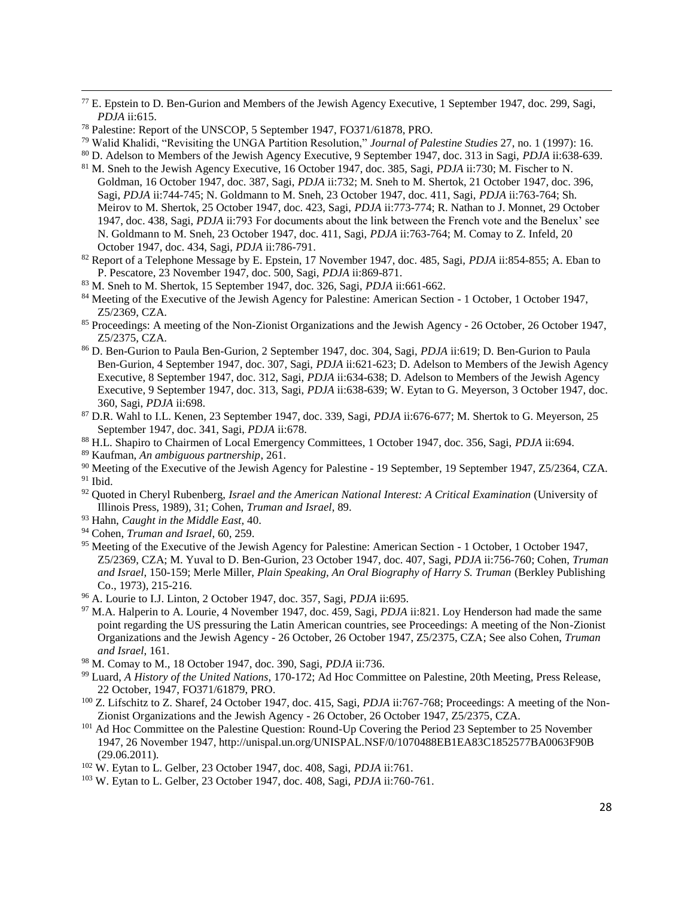[77] E. Epstein to D. Ben-Gurion and Members of the Jewish Agency Executive, 1 September 1947, doc. 299, Sagi, *PDJA* ii:615.

[78] Palestine: Report of the UNSCOP, 5 September 1947, FO371/61878, PRO.

[79] Walid Khalidi, "Revisiting the UNGA Partition Resolution," *Journal of Palestine Studies* 27, no. 1 (1997): 16.

[80] D. Adelson to Members of the Jewish Agency Executive, 9 September 1947, doc. 313 in Sagi, *PDJA* ii:638-639.

[81] M. Sneh to the Jewish Agency Executive, 16 October 1947, doc. 385, Sagi, *PDJA* ii:730; M. Fischer to N. Goldman, 16 October 1947, doc. 387, Sagi, *PDJA* ii:732; M. Sneh to M. Shertok, 21 October 1947, doc. 396, Sagi, *PDJA* ii:744-745; N. Goldmann to M. Sneh, 23 October 1947, doc. 411, Sagi, *PDJA* ii:763-764; Sh. Meirov to M. Shertok, 25 October 1947, doc. 423, Sagi, *PDJA* ii:773-774; R. Nathan to J. Monnet, 29 October 1947, doc. 438, Sagi, *PDJA* ii:793 For documents about the link between the French vote and the Benelux' see N. Goldmann to M. Sneh, 23 October 1947, doc. 411, Sagi, *PDJA* ii:763-764; M. Comay to Z. Infeld, 20 October 1947, doc. 434, Sagi, *PDJA* ii:786-791.

[82] Report of a Telephone Message by E. Epstein, 17 November 1947, doc. 485, Sagi, *PDJA* ii:854-855; A. Eban to P. Pescatore, 23 November 1947, doc. 500, Sagi, *PDJA* ii:869-871.

[83] M. Sneh to M. Shertok, 15 September 1947, doc. 326, Sagi, *PDJA* ii:661-662.

[84] Meeting of the Executive of the Jewish Agency for Palestine: American Section - 1 October, 1 October 1947, Z5/2369, CZA.

[85] Proceedings: A meeting of the Non-Zionist Organizations and the Jewish Agency - 26 October, 26 October 1947, Z5/2375, CZA.

[86] D. Ben-Gurion to Paula Ben-Gurion, 2 September 1947, doc. 304, Sagi, *PDJA* ii:619; D. Ben-Gurion to Paula Ben-Gurion, 4 September 1947, doc. 307, Sagi, *PDJA* ii:621-623; D. Adelson to Members of the Jewish Agency Executive, 8 September 1947, doc. 312, Sagi, *PDJA* ii:634-638; D. Adelson to Members of the Jewish Agency Executive, 9 September 1947, doc. 313, Sagi, *PDJA* ii:638-639; W. Eytan to G. Meyerson, 3 October 1947, doc. 360, Sagi, *PDJA* ii:698.

[87] D.R. Wahl to I.L. Kenen, 23 September 1947, doc. 339, Sagi, *PDJA* ii:676-677; M. Shertok to G. Meyerson, 25 September 1947, doc. 341, Sagi, *PDJA* ii:678.

[88] H.L. Shapiro to Chairmen of Local Emergency Committees, 1 October 1947, doc. 356, Sagi, *PDJA* ii:694.

[89] Kaufman, *An ambiguous partnership*, 261.

[90] Meeting of the Executive of the Jewish Agency for Palestine - 19 September, 19 September 1947, Z5/2364, CZA.

[91] Ibid.

[92] Quoted in Cheryl Rubenberg, *Israel and the American National Interest: A Critical Examination* (University of Illinois Press, 1989), 31; Cohen, *Truman and Israel*, 89.

[93] Hahn, *Caught in the Middle East*, 40.

[94] Cohen, *Truman and Israel*, 60, 259.

[95] Meeting of the Executive of the Jewish Agency for Palestine: American Section - 1 October, 1 October 1947, Z5/2369, CZA; M. Yuval to D. Ben-Gurion, 23 October 1947, doc. 407, Sagi, *PDJA* ii:756-760; Cohen, *Truman and Israel*, 150-159; Merle Miller, *Plain Speaking, An Oral Biography of Harry S. Truman* (Berkley Publishing Co., 1973), 215-216.

[96] A. Lourie to I.J. Linton, 2 October 1947, doc. 357, Sagi, *PDJA* ii:695.

[97] M.A. Halperin to A. Lourie, 4 November 1947, doc. 459, Sagi, *PDJA* ii:821. Loy Henderson had made the same point regarding the US pressuring the Latin American countries, see Proceedings: A meeting of the Non-Zionist Organizations and the Jewish Agency - 26 October, 26 October 1947, Z5/2375, CZA; See also Cohen, *Truman and Israel*, 161.

[98] M. Comay to M., 18 October 1947, doc. 390, Sagi, *PDJA* ii:736.

[99] Luard, *A History of the United Nations*, 170-172; Ad Hoc Committee on Palestine, 20th Meeting, Press Release, 22 October, 1947, FO371/61879, PRO.

[100] Z. Lifschitz to Z. Sharef, 24 October 1947, doc. 415, Sagi, *PDJA* ii:767-768; Proceedings: A meeting of the Non-Zionist Organizations and the Jewish Agency - 26 October, 26 October 1947, Z5/2375, CZA.

[101] Ad Hoc Committee on the Palestine Question: Round-Up Covering the Period 23 September to 25 November 1947, 26 November 1947, http://unispal.un.org/UNISPAL.NSF/0/1070488EB1EA83C1852577BA0063F90B (29.06.2011).

[102] W. Eytan to L. Gelber, 23 October 1947, doc. 408, Sagi, *PDJA* ii:761.

[103] W. Eytan to L. Gelber, 23 October 1947, doc. 408, Sagi, *PDJA* ii:760-761.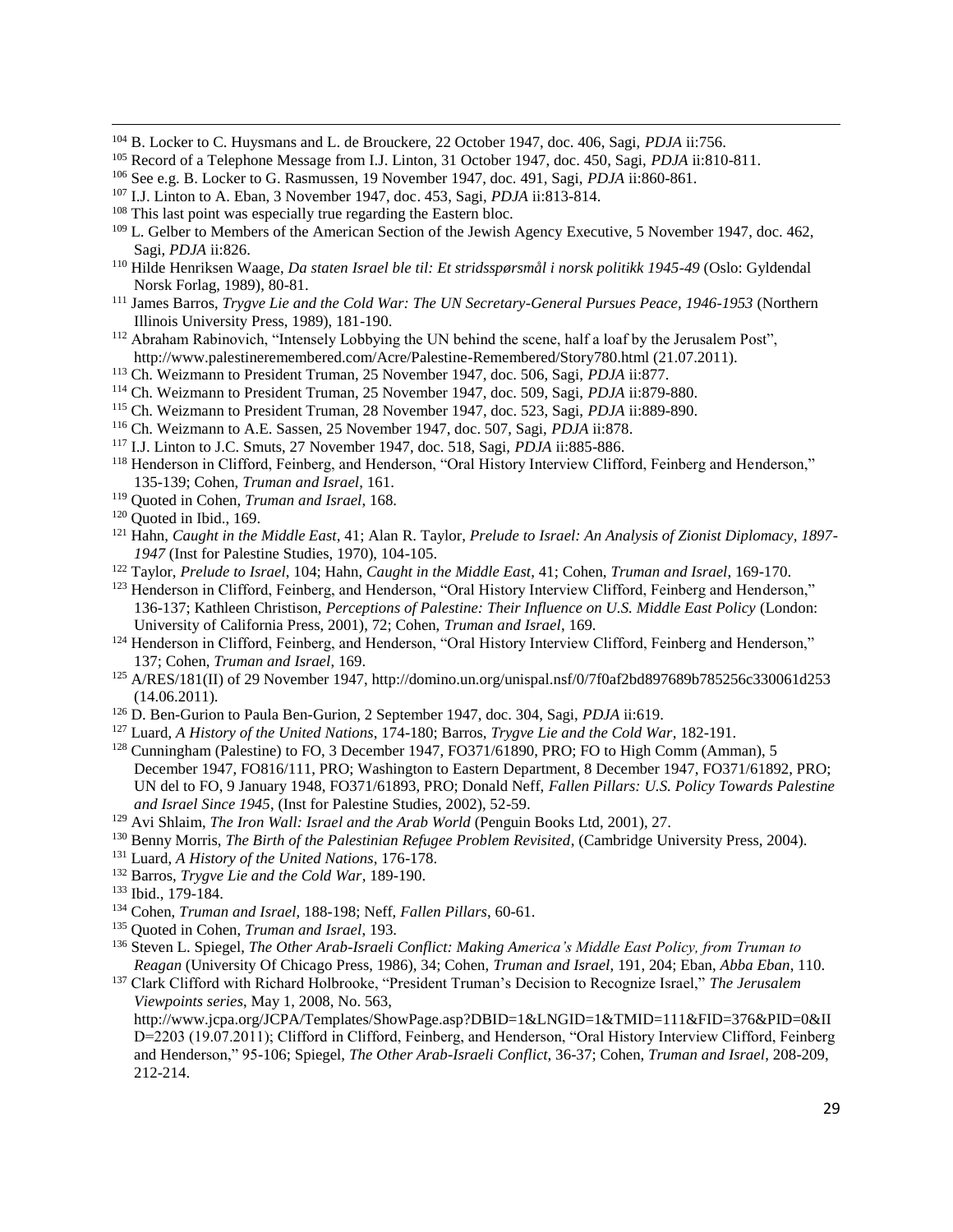[104] B. Locker to C. Huysmans and L. de Brouckere, 22 October 1947, doc. 406, Sagi, *PDJA* ii:756.

[105] Record of a Telephone Message from I.J. Linton, 31 October 1947, doc. 450, Sagi, *PDJA* ii:810-811.

[106] See e.g. B. Locker to G. Rasmussen, 19 November 1947, doc. 491, Sagi, *PDJA* ii:860-861.

[107] I.J. Linton to A. Eban, 3 November 1947, doc. 453, Sagi, *PDJA* ii:813-814.

[108] This last point was especially true regarding the Eastern bloc.

[109] L. Gelber to Members of the American Section of the Jewish Agency Executive, 5 November 1947, doc. 462, Sagi, *PDJA* ii:826.

[110] Hilde Henriksen Waage, *Da staten Israel ble til: Et stridsspørsmål i norsk politikk 1945-49* (Oslo: Gyldendal Norsk Forlag, 1989), 80-81.

[111] James Barros, *Trygve Lie and the Cold War: The UN Secretary-General Pursues Peace, 1946-1953* (Northern Illinois University Press, 1989), 181-190.

[112] Abraham Rabinovich, "Intensely Lobbying the UN behind the scene, half a loaf by the Jerusalem Post", http://www.palestineremembered.com/Acre/Palestine-Remembered/Story780.html (21.07.2011).

[113] Ch. Weizmann to President Truman, 25 November 1947, doc. 506, Sagi, *PDJA* ii:877.

[114] Ch. Weizmann to President Truman, 25 November 1947, doc. 509, Sagi, *PDJA* ii:879-880.

[115] Ch. Weizmann to President Truman, 28 November 1947, doc. 523, Sagi, *PDJA* ii:889-890.

[116] Ch. Weizmann to A.E. Sassen, 25 November 1947, doc. 507, Sagi, *PDJA* ii:878.

[117] I.J. Linton to J.C. Smuts, 27 November 1947, doc. 518, Sagi, *PDJA* ii:885-886.

[118] Henderson in Clifford, Feinberg, and Henderson, "Oral History Interview Clifford, Feinberg and Henderson," 135-139; Cohen, *Truman and Israel*, 161.

[119] Quoted in Cohen, *Truman and Israel*, 168.

[120] Quoted in Ibid., 169.

[121] Hahn, *Caught in the Middle East*, 41; Alan R. Taylor, *Prelude to Israel: An Analysis of Zionist Diplomacy, 1897-1947* (Inst for Palestine Studies, 1970), 104-105.

[122] Taylor, *Prelude to Israel*, 104; Hahn, *Caught in the Middle East*, 41; Cohen, *Truman and Israel*, 169-170.

[123] Henderson in Clifford, Feinberg, and Henderson, "Oral History Interview Clifford, Feinberg and Henderson," 136-137; Kathleen Christison, *Perceptions of Palestine: Their Influence on U.S. Middle East Policy* (London: University of California Press, 2001), 72; Cohen, *Truman and Israel*, 169.

[124] Henderson in Clifford, Feinberg, and Henderson, "Oral History Interview Clifford, Feinberg and Henderson," 137; Cohen, *Truman and Israel*, 169.

[125] A/RES/181(II) of 29 November 1947, http://domino.un.org/unispal.nsf/0/7f0af2bd897689b785256c330061d253 (14.06.2011).

[126] D. Ben-Gurion to Paula Ben-Gurion, 2 September 1947, doc. 304, Sagi, *PDJA* ii:619.

[127] Luard, *A History of the United Nations*, 174-180; Barros, *Trygve Lie and the Cold War*, 182-191.

[128] Cunningham (Palestine) to FO, 3 December 1947, FO371/61890, PRO; FO to High Comm (Amman), 5 December 1947, FO816/111, PRO; Washington to Eastern Department, 8 December 1947, FO371/61892, PRO; UN del to FO, 9 January 1948, FO371/61893, PRO; Donald Neff, *Fallen Pillars: U.S. Policy Towards Palestine and Israel Since 1945*, (Inst for Palestine Studies, 2002), 52-59.

[129] Avi Shlaim, *The Iron Wall: Israel and the Arab World* (Penguin Books Ltd, 2001), 27.

[130] Benny Morris, *The Birth of the Palestinian Refugee Problem Revisited*, (Cambridge University Press, 2004).

[131] Luard, *A History of the United Nations*, 176-178.

[132] Barros, *Trygve Lie and the Cold War*, 189-190.

[133] Ibid., 179-184.

[134] Cohen, *Truman and Israel*, 188-198; Neff, *Fallen Pillars*, 60-61.

[135] Quoted in Cohen, *Truman and Israel*, 193.

[136] Steven L. Spiegel, *The Other Arab-Israeli Conflict: Making America's Middle East Policy, from Truman to Reagan* (University Of Chicago Press, 1986), 34; Cohen, *Truman and Israel*, 191, 204; Eban, *Abba Eban*, 110.

[137] Clark Clifford with Richard Holbrooke, "President Truman's Decision to Recognize Israel," *The Jerusalem Viewpoints series*, May 1, 2008, No. 563, http://www.jcpa.org/JCPA/Templates/ShowPage.asp?DBID=1&LNGID=1&TMID=111&FID=376&PID=0&IID=2203 (19.07.2011); Clifford in Clifford, Feinberg, and Henderson, "Oral History Interview Clifford, Feinberg and Henderson," 95-106; Spiegel, *The Other Arab-Israeli Conflict*, 36-37; Cohen, *Truman and Israel*, 208-209, 212-214.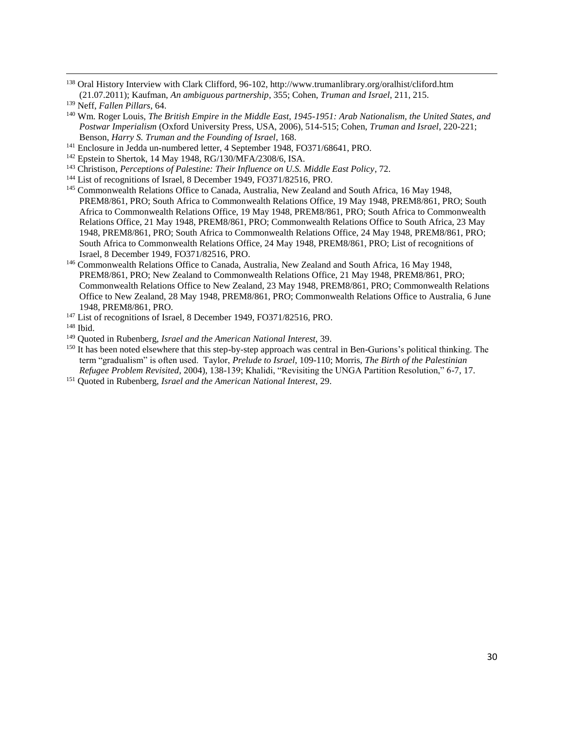[138] Oral History Interview with Clark Clifford, 96-102, http://www.trumanlibrary.org/oralhist/cliford.htm (21.07.2011); Kaufman, *An ambiguous partnership*, 355; Cohen, *Truman and Israel*, 211, 215.

[139] Neff, *Fallen Pillars*, 64.

[140] Wm. Roger Louis, *The British Empire in the Middle East, 1945-1951: Arab Nationalism, the United States, and Postwar Imperialism* (Oxford University Press, USA, 2006), 514-515; Cohen, *Truman and Israel*, 220-221; Benson, *Harry S. Truman and the Founding of Israel*, 168.

[141] Enclosure in Jedda un-numbered letter, 4 September 1948, FO371/68641, PRO.

[142] Epstein to Shertok, 14 May 1948, RG/130/MFA/2308/6, ISA.

[143] Christison, *Perceptions of Palestine: Their Influence on U.S. Middle East Policy*, 72.

[144] List of recognitions of Israel, 8 December 1949, FO371/82516, PRO.

[145] Commonwealth Relations Office to Canada, Australia, New Zealand and South Africa, 16 May 1948, PREM8/861, PRO; South Africa to Commonwealth Relations Office, 19 May 1948, PREM8/861, PRO; South Africa to Commonwealth Relations Office, 19 May 1948, PREM8/861, PRO; South Africa to Commonwealth Relations Office, 21 May 1948, PREM8/861, PRO; Commonwealth Relations Office to South Africa, 23 May 1948, PREM8/861, PRO; South Africa to Commonwealth Relations Office, 24 May 1948, PREM8/861, PRO; South Africa to Commonwealth Relations Office, 24 May 1948, PREM8/861, PRO; List of recognitions of Israel, 8 December 1949, FO371/82516, PRO.

[146] Commonwealth Relations Office to Canada, Australia, New Zealand and South Africa, 16 May 1948, PREM8/861, PRO; New Zealand to Commonwealth Relations Office, 21 May 1948, PREM8/861, PRO; Commonwealth Relations Office to New Zealand, 23 May 1948, PREM8/861, PRO; Commonwealth Relations Office to New Zealand, 28 May 1948, PREM8/861, PRO; Commonwealth Relations Office to Australia, 6 June 1948, PREM8/861, PRO.

[147] List of recognitions of Israel, 8 December 1949, FO371/82516, PRO.

[148] Ibid.

[149] Quoted in Rubenberg, *Israel and the American National Interest*, 39.

[150] It has been noted elsewhere that this step-by-step approach was central in Ben-Gurions's political thinking. The term "gradualism" is often used. Taylor, *Prelude to Israel*, 109-110; Morris, *The Birth of the Palestinian Refugee Problem Revisited*, 2004), 138-139; Khalidi, "Revisiting the UNGA Partition Resolution," 6-7, 17.

[151] Quoted in Rubenberg, *Israel and the American National Interest*, 29.